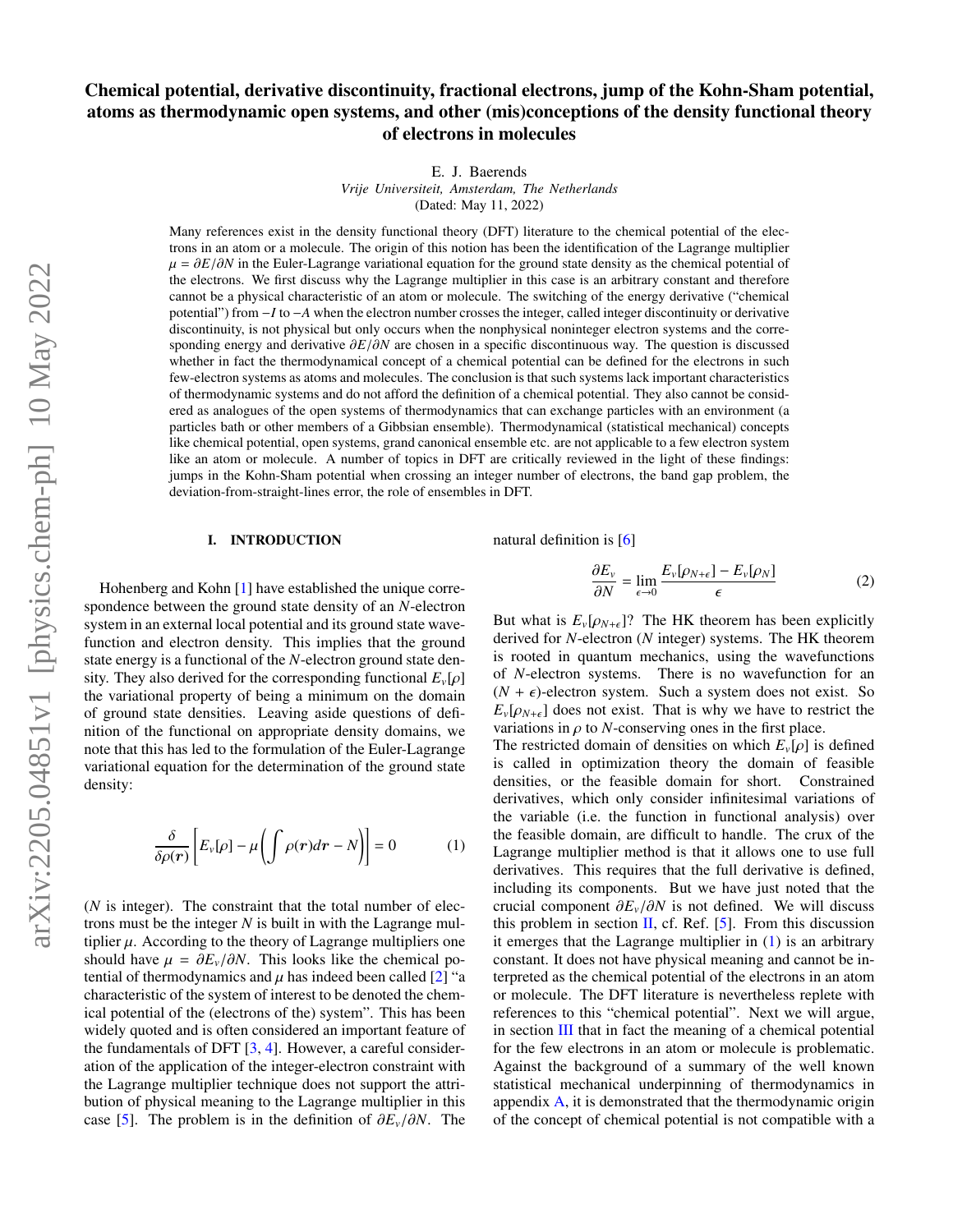# Chemical potential, derivative discontinuity, fractional electrons, jump of the Kohn-Sham potential, atoms as thermodynamic open systems, and other (mis)conceptions of the density functional theory of electrons in molecules

E. J. Baerends
*Vrije Universiteit, Amsterdam, The Netherlands*
(Dated: May 11, 2022)

Many references exist in the density functional theory (DFT) literature to the chemical potential of the electrons in an atom or a molecule. The origin of this notion has been the identification of the Lagrange multiplier $\mu = \partial E/\partial N$ in the Euler-Lagrange variational equation for the ground state density as the chemical potential of the electrons. We first discuss why the Lagrange multiplier in this case is an arbitrary constant and therefore cannot be a physical characteristic of an atom or molecule. The switching of the energy derivative ("chemical potential") from $-I$ to $-A$ when the electron number crosses the integer, called integer discontinuity or derivative discontinuity, is not physical but only occurs when the nonphysical noninteger electron systems and the corresponding energy and derivative $\partial E/\partial N$ are chosen in a specific discontinuous way. The question is discussed whether in fact the thermodynamical concept of a chemical potential can be defined for the electrons in such few-electron systems as atoms and molecules. The conclusion is that such systems lack important characteristics of thermodynamic systems and do not afford the definition of a chemical potential. They also cannot be considered as analogues of the open systems of thermodynamics that can exchange particles with an environment (a particles bath or other members of a Gibbsian ensemble). Thermodynamical (statistical mechanical) concepts like chemical potential, open systems, grand canonical ensemble etc. are not applicable to a few electron system like an atom or molecule. A number of topics in DFT are critically reviewed in the light of these findings: jumps in the Kohn-Sham potential when crossing an integer number of electrons, the band gap problem, the deviation-from-straight-lines error, the role of ensembles in DFT.

## I. INTRODUCTION

Hohenberg and Kohn [1] have established the unique correspondence between the ground state density of an $N$-electron system in an external local potential and its ground state wavefunction and electron density. This implies that the ground state energy is a functional of the $N$-electron ground state density. They also derived for the corresponding functional $E_v[\rho]$ the variational property of being a minimum on the domain of ground state densities. Leaving aside questions of definition of the functional on appropriate density domains, we note that this has led to the formulation of the Euler-Lagrange variational equation for the determination of the ground state density:

$$\frac{\delta}{\delta\rho(\boldsymbol{r})}\left[E_v[\rho] - \mu\left(\int\rho(\boldsymbol{r})d\boldsymbol{r} - N\right)\right] = 0 \qquad (1)$$

($N$ is integer). The constraint that the total number of electrons must be the integer $N$ is built in with the Lagrange multiplier $\mu$. According to the theory of Lagrange multipliers one should have $\mu = \partial E_v/\partial N$. This looks like the chemical potential of thermodynamics and $\mu$ has indeed been called [2] "a characteristic of the system of interest to be denoted the chemical potential of the (electrons of the) system". This has been widely quoted and is often considered an important feature of the fundamentals of DFT [3, 4]. However, a careful consideration of the application of the integer-electron constraint with the Lagrange multiplier technique does not support the attribution of physical meaning to the Lagrange multiplier in this case [5]. The problem is in the definition of $\partial E_v/\partial N$. The natural definition is [6]

$$\frac{\partial E_v}{\partial N} = \lim_{\epsilon\to 0}\frac{E_v[\rho_{N+\epsilon}] - E_v[\rho_N]}{\epsilon} \qquad (2)$$

But what is $E_v[\rho_{N+\epsilon}]$? The HK theorem has been explicitly derived for $N$-electron ($N$ integer) systems. The HK theorem is rooted in quantum mechanics, using the wavefunctions of $N$-electron systems. There is no wavefunction for an $(N+\epsilon)$-electron system. Such a system does not exist. So $E_v[\rho_{N+\epsilon}]$ does not exist. That is why we have to restrict the variations in $\rho$ to $N$-conserving ones in the first place.

The restricted domain of densities on which $E_v[\rho]$ is defined is called in optimization theory the domain of feasible densities, or the feasible domain for short. Constrained derivatives, which only consider infinitesimal variations of the variable (i.e. the function in functional analysis) over the feasible domain, are difficult to handle. The crux of the Lagrange multiplier method is that it allows one to use full derivatives. This requires that the full derivative is defined, including its components. But we have just noted that the crucial component $\partial E_v/\partial N$ is not defined. We will discuss this problem in section II, cf. Ref. [5]. From this discussion it emerges that the Lagrange multiplier in (1) is an arbitrary constant. It does not have physical meaning and cannot be interpreted as the chemical potential of the electrons in an atom or molecule. The DFT literature is nevertheless replete with references to this "chemical potential". Next we will argue, in section III that in fact the meaning of a chemical potential for the few electrons in an atom or molecule is problematic. Against the background of a summary of the well known statistical mechanical underpinning of thermodynamics in appendix A, it is demonstrated that the thermodynamic origin of the concept of chemical potential is not compatible with a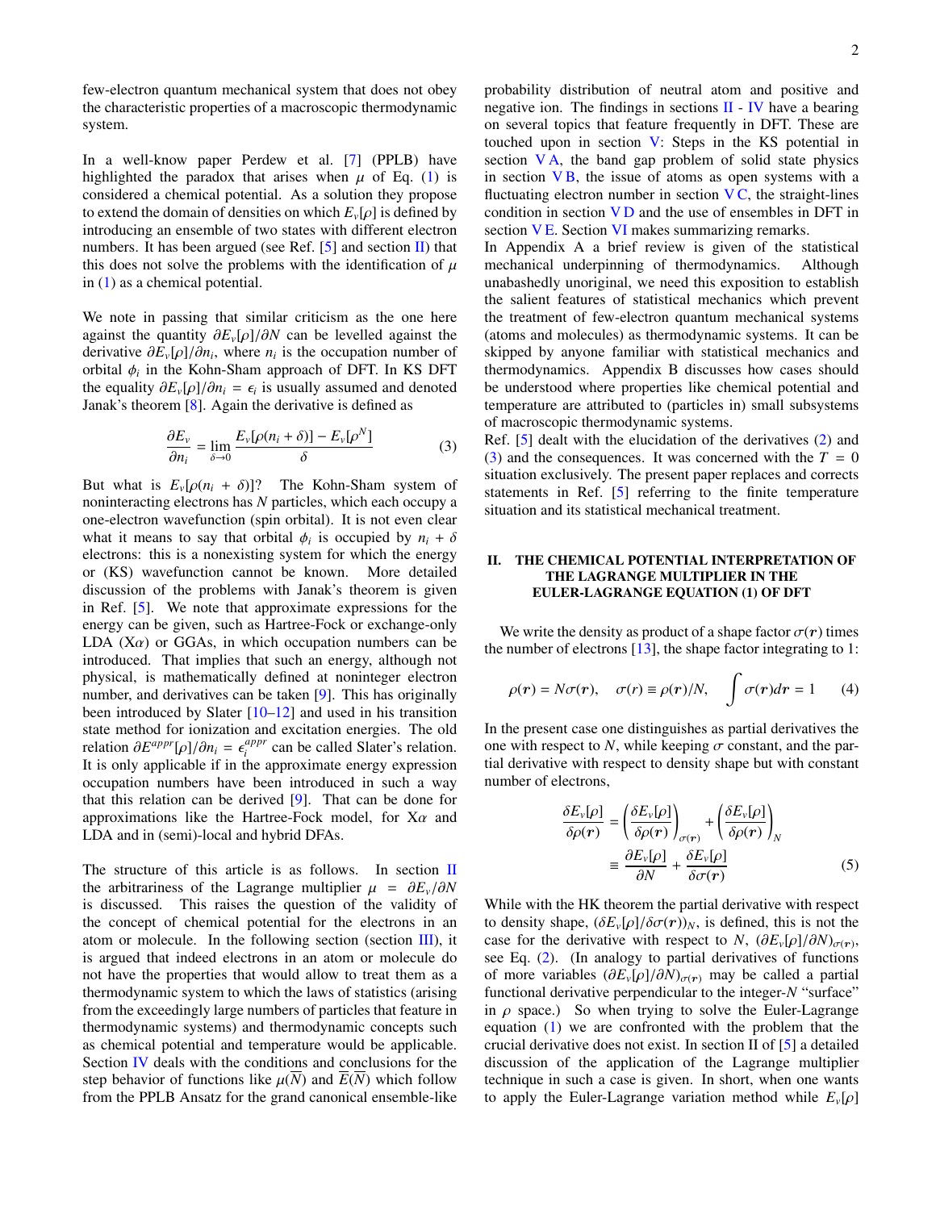few-electron quantum mechanical system that does not obey the characteristic properties of a macroscopic thermodynamic system.

In a well-know paper Perdew et al. [7] (PPLB) have highlighted the paradox that arises when $\mu$ of Eq. (1) is considered a chemical potential. As a solution they propose to extend the domain of densities on which $E_v[\rho]$ is defined by introducing an ensemble of two states with different electron numbers. It has been argued (see Ref. [5] and section II) that this does not solve the problems with the identification of $\mu$ in (1) as a chemical potential.

We note in passing that similar criticism as the one here against the quantity $\partial E_v[\rho]/\partial N$ can be levelled against the derivative $\partial E_v[\rho]/\partial n_i$, where $n_i$ is the occupation number of orbital $\phi_i$ in the Kohn-Sham approach of DFT. In KS DFT the equality $\partial E_v[\rho]/\partial n_i = \epsilon_i$ is usually assumed and denoted Janak's theorem [8]. Again the derivative is defined as

$$\frac{\partial E_v}{\partial n_i} = \lim_{\delta \to 0} \frac{E_v[\rho(n_i+\delta)] - E_v[\rho^N]}{\delta} \tag{3}$$

But what is $E_v[\rho(n_i + \delta)]$? The Kohn-Sham system of noninteracting electrons has $N$ particles, which each occupy a one-electron wavefunction (spin orbital). It is not even clear what it means to say that orbital $\phi_i$ is occupied by $n_i + \delta$ electrons: this is a nonexisting system for which the energy or (KS) wavefunction cannot be known. More detailed discussion of the problems with Janak's theorem is given in Ref. [5]. We note that approximate expressions for the energy can be given, such as Hartree-Fock or exchange-only LDA (X$\alpha$) or GGAs, in which occupation numbers can be introduced. That implies that such an energy, although not physical, is mathematically defined at noninteger electron number, and derivatives can be taken [9]. This has originally been introduced by Slater [10–12] and used in his transition state method for ionization and excitation energies. The old relation $\partial E^{appr}[\rho]/\partial n_i = \epsilon_i^{appr}$ can be called Slater's relation. It is only applicable if in the approximate energy expression occupation numbers have been introduced in such a way that this relation can be derived [9]. That can be done for approximations like the Hartree-Fock model, for X$\alpha$ and LDA and in (semi)-local and hybrid DFAs.

The structure of this article is as follows. In section II the arbitrariness of the Lagrange multiplier $\mu = \partial E_v/\partial N$ is discussed. This raises the question of the validity of the concept of chemical potential for the electrons in an atom or molecule. In the following section (section III), it is argued that indeed electrons in an atom or molecule do not have the properties that would allow to treat them as a thermodynamic system to which the laws of statistics (arising from the exceedingly large numbers of particles that feature in thermodynamic systems) and thermodynamic concepts such as chemical potential and temperature would be applicable. Section IV deals with the conditions and conclusions for the step behavior of functions like $\mu(\overline{N})$ and $\overline{E}(\overline{N})$ which follow from the PPLB Ansatz for the grand canonical ensemble-like probability distribution of neutral atom and positive and negative ion. The findings in sections II - IV have a bearing on several topics that feature frequently in DFT. These are touched upon in section V: Steps in the KS potential in section V A, the band gap problem of solid state physics in section V B, the issue of atoms as open systems with a fluctuating electron number in section V C, the straight-lines condition in section V D and the use of ensembles in DFT in section V E. Section VI makes summarizing remarks.
In Appendix A a brief review is given of the statistical mechanical underpinning of thermodynamics. Although unabashedly unoriginal, we need this exposition to establish the salient features of statistical mechanics which prevent the treatment of few-electron quantum mechanical systems (atoms and molecules) as thermodynamic systems. It can be skipped by anyone familiar with statistical mechanics and thermodynamics. Appendix B discusses how cases should be understood where properties like chemical potential and temperature are attributed to (particles in) small subsystems of macroscopic thermodynamic systems.
Ref. [5] dealt with the elucidation of the derivatives (2) and (3) and the consequences. It was concerned with the $T = 0$ situation exclusively. The present paper replaces and corrects statements in Ref. [5] referring to the finite temperature situation and its statistical mechanical treatment.

## II. THE CHEMICAL POTENTIAL INTERPRETATION OF THE LAGRANGE MULTIPLIER IN THE EULER-LAGRANGE EQUATION (1) OF DFT

We write the density as product of a shape factor $\sigma(\boldsymbol{r})$ times the number of electrons [13], the shape factor integrating to 1:

$$\rho(\boldsymbol{r}) = N\sigma(\boldsymbol{r}), \quad \sigma(r) \equiv \rho(\boldsymbol{r})/N, \quad \int \sigma(\boldsymbol{r})d\boldsymbol{r} = 1 \tag{4}$$

In the present case one distinguishes as partial derivatives the one with respect to $N$, while keeping $\sigma$ constant, and the partial derivative with respect to density shape but with constant number of electrons,

$$\begin{aligned} \frac{\delta E_v[\rho]}{\delta \rho(\boldsymbol{r})} &= \left(\frac{\delta E_v[\rho]}{\delta \rho(\boldsymbol{r})}\right)_{\sigma(\boldsymbol{r})} + \left(\frac{\delta E_v[\rho]}{\delta \rho(\boldsymbol{r})}\right)_N \\ &\equiv \frac{\partial E_v[\rho]}{\partial N} + \frac{\delta E_v[\rho]}{\delta \sigma(\boldsymbol{r})} \end{aligned} \tag{5}$$

While with the HK theorem the partial derivative with respect to density shape, $(\delta E_v[\rho]/\delta\sigma(\boldsymbol{r}))_N$, is defined, this is not the case for the derivative with respect to $N$, $(\partial E_v[\rho]/\partial N)_{\sigma(\boldsymbol{r})}$, see Eq. (2). (In analogy to partial derivatives of functions of more variables $(\partial E_v[\rho]/\partial N)_{\sigma(\boldsymbol{r})}$ may be called a partial functional derivative perpendicular to the integer-$N$ "surface" in $\rho$ space.) So when trying to solve the Euler-Lagrange equation (1) we are confronted with the problem that the crucial derivative does not exist. In section II of [5] a detailed discussion of the application of the Lagrange multiplier technique in such a case is given. In short, when one wants to apply the Euler-Lagrange variation method while $E_v[\rho]$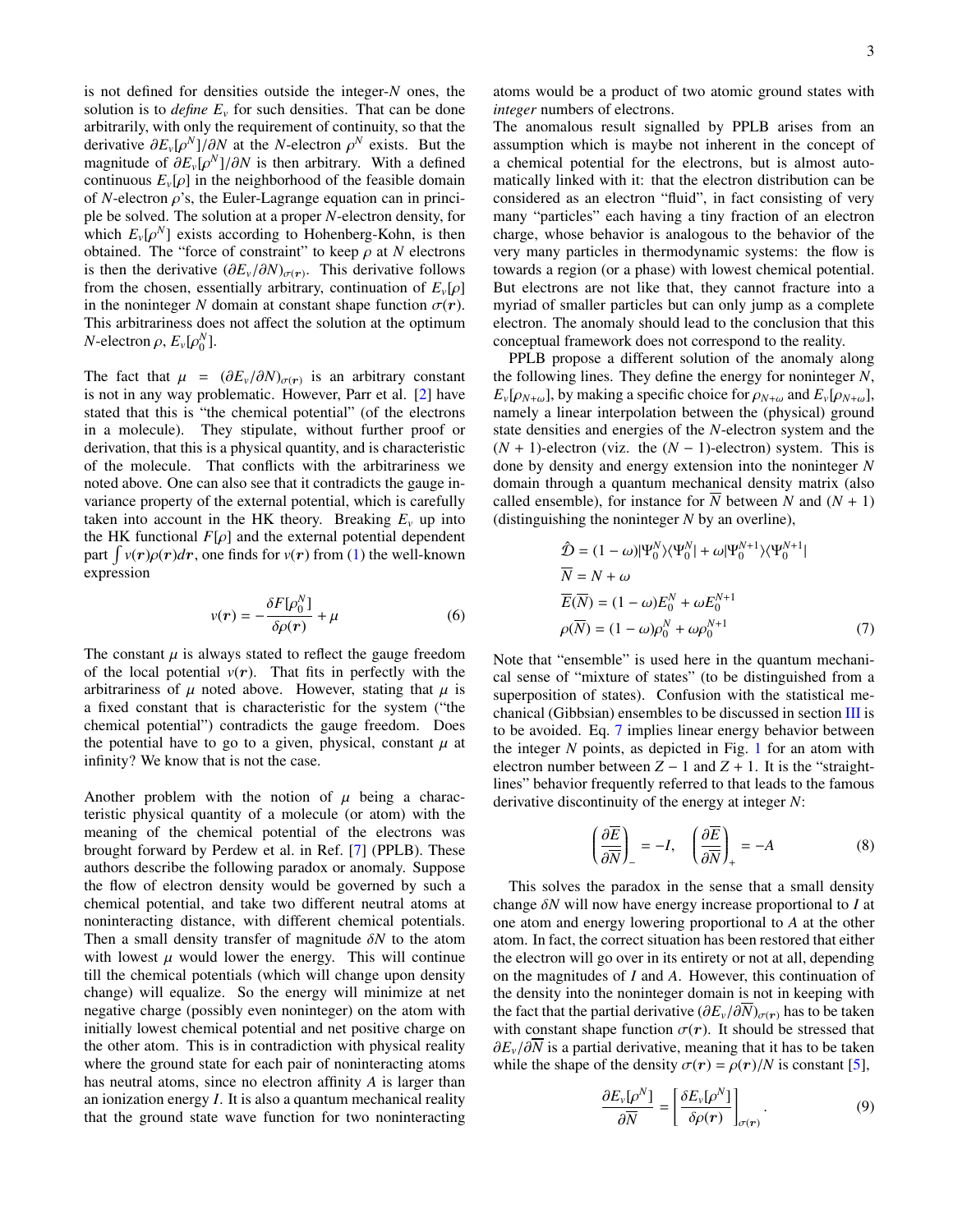is not defined for densities outside the integer-$N$ ones, the solution is to *define* $E_v$ for such densities. That can be done arbitrarily, with only the requirement of continuity, so that the derivative $\partial E_v[\rho^N]/\partial N$ at the $N$-electron $\rho^N$ exists. But the magnitude of $\partial E_v[\rho^N]/\partial N$ is then arbitrary. With a defined continuous $E_v[\rho]$ in the neighborhood of the feasible domain of $N$-electron $\rho$'s, the Euler-Lagrange equation can in principle be solved. The solution at a proper $N$-electron density, for which $E_v[\rho^N]$ exists according to Hohenberg-Kohn, is then obtained. The "force of constraint" to keep $\rho$ at $N$ electrons is then the derivative $(\partial E_v/\partial N)_{\sigma(\boldsymbol{r})}$. This derivative follows from the chosen, essentially arbitrary, continuation of $E_v[\rho]$ in the noninteger $N$ domain at constant shape function $\sigma(\boldsymbol{r})$. This arbitrariness does not affect the solution at the optimum $N$-electron $\rho$, $E_v[\rho_0^N]$.

The fact that $\mu = (\partial E_v/\partial N)_{\sigma(\boldsymbol{r})}$ is an arbitrary constant is not in any way problematic. However, Parr et al. [2] have stated that this is "the chemical potential" (of the electrons in a molecule). They stipulate, without further proof or derivation, that this is a physical quantity, and is characteristic of the molecule. That conflicts with the arbitrariness we noted above. One can also see that it contradicts the gauge invariance property of the external potential, which is carefully taken into account in the HK theory. Breaking $E_v$ up into the HK functional $F[\rho]$ and the external potential dependent part $\int v(\boldsymbol{r})\rho(\boldsymbol{r})d\boldsymbol{r}$, one finds for $v(\boldsymbol{r})$ from (1) the well-known expression

$$v(\boldsymbol{r}) = -\frac{\delta F[\rho_0^N]}{\delta \rho(\boldsymbol{r})} + \mu \tag{6}$$

The constant $\mu$ is always stated to reflect the gauge freedom of the local potential $v(\boldsymbol{r})$. That fits in perfectly with the arbitrariness of $\mu$ noted above. However, stating that $\mu$ is a fixed constant that is characteristic for the system ("the chemical potential") contradicts the gauge freedom. Does the potential have to go to a given, physical, constant $\mu$ at infinity? We know that is not the case.

Another problem with the notion of $\mu$ being a characteristic physical quantity of a molecule (or atom) with the meaning of the chemical potential of the electrons was brought forward by Perdew et al. in Ref. [7] (PPLB). These authors describe the following paradox or anomaly. Suppose the flow of electron density would be governed by such a chemical potential, and take two different neutral atoms at noninteracting distance, with different chemical potentials. Then a small density transfer of magnitude $\delta N$ to the atom with lowest $\mu$ would lower the energy. This will continue till the chemical potentials (which will change upon density change) will equalize. So the energy will minimize at net negative charge (possibly even noninteger) on the atom with initially lowest chemical potential and net positive charge on the other atom. This is in contradiction with physical reality where the ground state for each pair of noninteracting atoms has neutral atoms, since no electron affinity $A$ is larger than an ionization energy $I$. It is also a quantum mechanical reality that the ground state wave function for two noninteracting atoms would be a product of two atomic ground states with *integer* numbers of electrons.

The anomalous result signalled by PPLB arises from an assumption which is maybe not inherent in the concept of a chemical potential for the electrons, but is almost automatically linked with it: that the electron distribution can be considered as an electron "fluid", in fact consisting of very many "particles" each having a tiny fraction of an electron charge, whose behavior is analogous to the behavior of the very many particles in thermodynamic systems: the flow is towards a region (or a phase) with lowest chemical potential. But electrons are not like that, they cannot fracture into a myriad of smaller particles but can only jump as a complete electron. The anomaly should lead to the conclusion that this conceptual framework does not correspond to the reality.

PPLB propose a different solution of the anomaly along the following lines. They define the energy for noninteger $N$, $E_v[\rho_{N+\omega}]$, by making a specific choice for $\rho_{N+\omega}$ and $E_v[\rho_{N+\omega}]$, namely a linear interpolation between the (physical) ground state densities and energies of the $N$-electron system and the $(N+1)$-electron (viz. the $(N-1)$-electron) system. This is done by density and energy extension into the noninteger $N$ domain through a quantum mechanical density matrix (also called ensemble), for instance for $\overline{N}$ between $N$ and $(N+1)$ (distinguishing the noninteger $N$ by an overline),

$$\begin{aligned}
\hat{\mathcal{D}} &= (1-\omega)|\Psi_0^N\rangle\langle\Psi_0^N| + \omega|\Psi_0^{N+1}\rangle\langle\Psi_0^{N+1}| \\
\overline{N} &= N + \omega \\
\overline{E}(\overline{N}) &= (1-\omega)E_0^N + \omega E_0^{N+1} \\
\rho(\overline{N}) &= (1-\omega)\rho_0^N + \omega\rho_0^{N+1}
\end{aligned} \tag{7}$$

Note that "ensemble" is used here in the quantum mechanical sense of "mixture of states" (to be distinguished from a superposition of states). Confusion with the statistical mechanical (Gibbsian) ensembles to be discussed in section III is to be avoided. Eq. 7 implies linear energy behavior between the integer $N$ points, as depicted in Fig. 1 for an atom with electron number between $Z-1$ and $Z+1$. It is the "straight-lines" behavior frequently referred to that leads to the famous derivative discontinuity of the energy at integer $N$:

$$\left(\frac{\partial \overline{E}}{\partial \overline{N}}\right)_- = -I, \quad \left(\frac{\partial \overline{E}}{\partial \overline{N}}\right)_+ = -A \tag{8}$$

This solves the paradox in the sense that a small density change $\delta N$ will now have energy increase proportional to $I$ at one atom and energy lowering proportional to $A$ at the other atom. In fact, the correct situation has been restored that either the electron will go over in its entirety or not at all, depending on the magnitudes of $I$ and $A$. However, this continuation of the density into the noninteger domain is not in keeping with the fact that the partial derivative $(\partial E_v/\partial \overline{N})_{\sigma(\boldsymbol{r})}$ has to be taken with constant shape function $\sigma(\boldsymbol{r})$. It should be stressed that $\partial E_v/\partial \overline{N}$ is a partial derivative, meaning that it has to be taken while the shape of the density $\sigma(\boldsymbol{r}) = \rho(\boldsymbol{r})/N$ is constant [5],

$$\frac{\partial E_v[\rho^N]}{\partial \overline{N}} = \left[\frac{\delta E_v[\rho^N]}{\delta \rho(\boldsymbol{r})}\right]_{\sigma(\boldsymbol{r})}. \tag{9}$$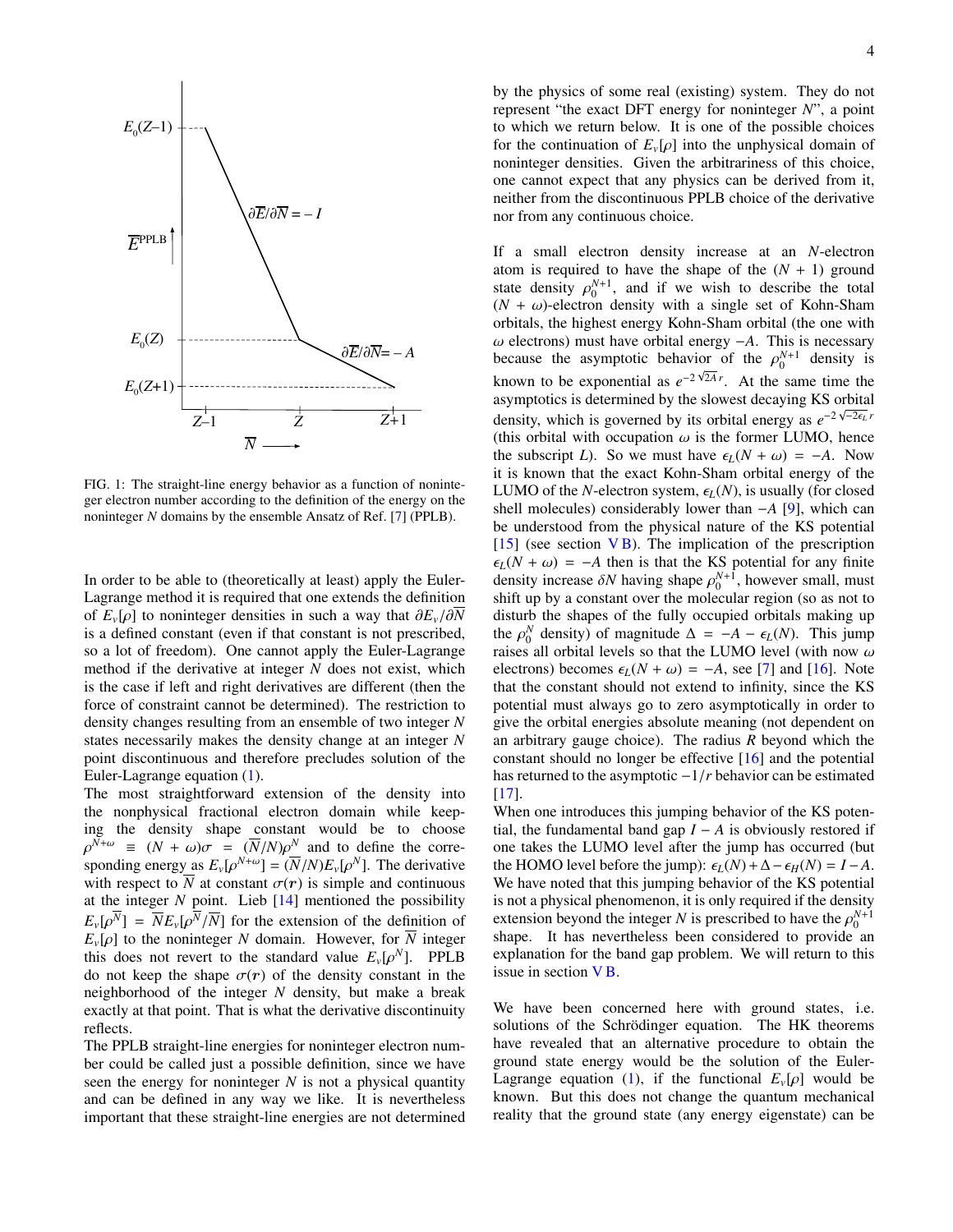FIG. 1: The straight-line energy behavior as a function of noninteger electron number according to the definition of the energy on the noninteger $N$ domains by the ensemble Ansatz of Ref. [7] (PPLB).

In order to be able to (theoretically at least) apply the Euler-Lagrange method it is required that one extends the definition of $E_v[\rho]$ to noninteger densities in such a way that $\partial E_v/\partial \overline{N}$ is a defined constant (even if that constant is not prescribed, so a lot of freedom). One cannot apply the Euler-Lagrange method if the derivative at integer $N$ does not exist, which is the case if left and right derivatives are different (then the force of constraint cannot be determined). The restriction to density changes resulting from an ensemble of two integer $N$ states necessarily makes the density change at an integer $N$ point discontinuous and therefore precludes solution of the Euler-Lagrange equation (1).

The most straightforward extension of the density into the nonphysical fractional electron domain while keeping the density shape constant would be to choose $\rho^{N+\omega} \equiv (N+\omega)\sigma = (\overline{N}/N)\rho^N$ and to define the corresponding energy as $E_v[\rho^{N+\omega}] = (\overline{N}/N)E_v[\rho^N]$. The derivative with respect to $\overline{N}$ at constant $\sigma(\boldsymbol{r})$ is simple and continuous at the integer $N$ point. Lieb [14] mentioned the possibility $E_v[\rho^{\overline{N}}] = \overline{N}E_v[\rho^{\overline{N}}/\overline{N}]$ for the extension of the definition of $E_v[\rho]$ to the noninteger $N$ domain. However, for $\overline{N}$ integer this does not revert to the standard value $E_v[\rho^N]$. PPLB do not keep the shape $\sigma(\boldsymbol{r})$ of the density constant in the neighborhood of the integer $N$ density, but make a break exactly at that point. That is what the derivative discontinuity reflects.

The PPLB straight-line energies for noninteger electron number could be called just a possible definition, since we have seen the energy for noninteger $N$ is not a physical quantity and can be defined in any way we like. It is nevertheless important that these straight-line energies are not determined by the physics of some real (existing) system. They do not represent "the exact DFT energy for noninteger $N$", a point to which we return below. It is one of the possible choices for the continuation of $E_v[\rho]$ into the unphysical domain of noninteger densities. Given the arbitrariness of this choice, one cannot expect that any physics can be derived from it, neither from the discontinuous PPLB choice of the derivative nor from any continuous choice.

If a small electron density increase at an $N$-electron atom is required to have the shape of the $(N+1)$ ground state density $\rho_0^{N+1}$, and if we wish to describe the total $(N+\omega)$-electron density with a single set of Kohn-Sham orbitals, the highest energy Kohn-Sham orbital (the one with $\omega$ electrons) must have orbital energy $-A$. This is necessary because the asymptotic behavior of the $\rho_0^{N+1}$ density is known to be exponential as $e^{-2\sqrt{2A}\,r}$. At the same time the asymptotics is determined by the slowest decaying KS orbital density, which is governed by its orbital energy as $e^{-2\sqrt{-2\epsilon_L}\,r}$ (this orbital with occupation $\omega$ is the former LUMO, hence the subscript $L$). So we must have $\epsilon_L(N+\omega) = -A$. Now it is known that the exact Kohn-Sham orbital energy of the LUMO of the $N$-electron system, $\epsilon_L(N)$, is usually (for closed shell molecules) considerably lower than $-A$ [9], which can be understood from the physical nature of the KS potential [15] (see section V B). The implication of the prescription $\epsilon_L(N+\omega) = -A$ then is that the KS potential for any finite density increase $\delta N$ having shape $\rho_0^{N+1}$, however small, must shift up by a constant over the molecular region (so as not to disturb the shapes of the fully occupied orbitals making up the $\rho_0^N$ density) of magnitude $\Delta = -A - \epsilon_L(N)$. This jump raises all orbital levels so that the LUMO level (with now $\omega$ electrons) becomes $\epsilon_L(N+\omega) = -A$, see [7] and [16]. Note that the constant should not extend to infinity, since the KS potential must always go to zero asymptotically in order to give the orbital energies absolute meaning (not dependent on an arbitrary gauge choice). The radius $R$ beyond which the constant should no longer be effective [16] and the potential has returned to the asymptotic $-1/r$ behavior can be estimated [17].

When one introduces this jumping behavior of the KS potential, the fundamental band gap $I - A$ is obviously restored if one takes the LUMO level after the jump has occurred (but the HOMO level before the jump): $\epsilon_L(N) + \Delta - \epsilon_H(N) = I - A$. We have noted that this jumping behavior of the KS potential is not a physical phenomenon, it is only required if the density extension beyond the integer $N$ is prescribed to have the $\rho_0^{N+1}$ shape. It has nevertheless been considered to provide an explanation for the band gap problem. We will return to this issue in section V B.

We have been concerned here with ground states, i.e. solutions of the Schrödinger equation. The HK theorems have revealed that an alternative procedure to obtain the ground state energy would be the solution of the Euler-Lagrange equation (1), if the functional $E_v[\rho]$ would be known. But this does not change the quantum mechanical reality that the ground state (any energy eigenstate) can be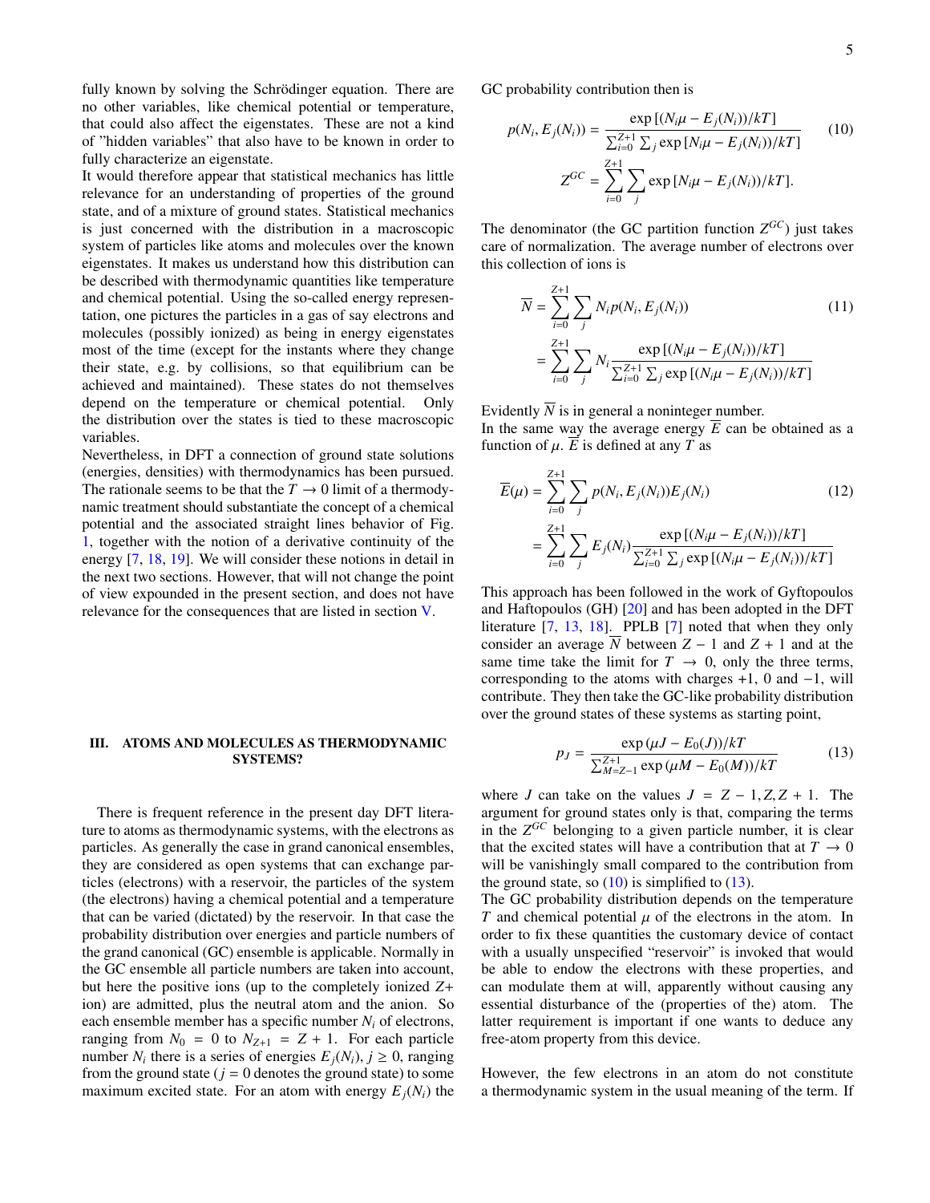fully known by solving the Schrödinger equation. There are no other variables, like chemical potential or temperature, that could also affect the eigenstates. These are not a kind of "hidden variables" that also have to be known in order to fully characterize an eigenstate.

It would therefore appear that statistical mechanics has little relevance for an understanding of properties of the ground state, and of a mixture of ground states. Statistical mechanics is just concerned with the distribution in a macroscopic system of particles like atoms and molecules over the known eigenstates. It makes us understand how this distribution can be described with thermodynamic quantities like temperature and chemical potential. Using the so-called energy representation, one pictures the particles in a gas of say electrons and molecules (possibly ionized) as being in energy eigenstates most of the time (except for the instants where they change their state, e.g. by collisions, so that equilibrium can be achieved and maintained). These states do not themselves depend on the temperature or chemical potential. Only the distribution over the states is tied to these macroscopic variables.

Nevertheless, in DFT a connection of ground state solutions (energies, densities) with thermodynamics has been pursued. The rationale seems to be that the $T \to 0$ limit of a thermodynamic treatment should substantiate the concept of a chemical potential and the associated straight lines behavior of Fig. 1, together with the notion of a derivative continuity of the energy [7, 18, 19]. We will consider these notions in detail in the next two sections. However, that will not change the point of view expounded in the present section, and does not have relevance for the consequences that are listed in section V.

## III. ATOMS AND MOLECULES AS THERMODYNAMIC SYSTEMS?

There is frequent reference in the present day DFT literature to atoms as thermodynamic systems, with the electrons as particles. As generally the case in grand canonical ensembles, they are considered as open systems that can exchange particles (electrons) with a reservoir, the particles of the system (the electrons) having a chemical potential and a temperature that can be varied (dictated) by the reservoir. In that case the probability distribution over energies and particle numbers of the grand canonical (GC) ensemble is applicable. Normally in the GC ensemble all particle numbers are taken into account, but here the positive ions (up to the completely ionized $Z+$ ion) are admitted, plus the neutral atom and the anion. So each ensemble member has a specific number $N_i$ of electrons, ranging from $N_0 = 0$ to $N_{Z+1} = Z + 1$. For each particle number $N_i$ there is a series of energies $E_j(N_i)$, $j \geq 0$, ranging from the ground state ($j = 0$ denotes the ground state) to some maximum excited state. For an atom with energy $E_j(N_i)$ the GC probability contribution then is

$$p(N_i, E_j(N_i)) = \frac{\exp\left[(N_i\mu - E_j(N_i))/kT\right]}{\sum_{i=0}^{Z+1}\sum_j \exp\left[N_i\mu - E_j(N_i))/kT\right]} \tag{10}$$

$$Z^{GC} = \sum_{i=0}^{Z+1}\sum_j \exp\left[N_i\mu - E_j(N_i))/kT\right].$$

The denominator (the GC partition function $Z^{GC}$) just takes care of normalization. The average number of electrons over this collection of ions is

$$\begin{aligned}\overline{N} &= \sum_{i=0}^{Z+1}\sum_j N_i p(N_i, E_j(N_i)) \\ &= \sum_{i=0}^{Z+1}\sum_j N_i \frac{\exp\left[(N_i\mu - E_j(N_i))/kT\right]}{\sum_{i=0}^{Z+1}\sum_j \exp\left[(N_i\mu - E_j(N_i))/kT\right]}\end{aligned} \tag{11}$$

Evidently $\overline{N}$ is in general a noninteger number.

In the same way the average energy $\overline{E}$ can be obtained as a function of $\mu$. $\overline{E}$ is defined at any $T$ as

$$\begin{aligned}\overline{E}(\mu) &= \sum_{i=0}^{Z+1}\sum_j p(N_i, E_j(N_i))E_j(N_i) \\ &= \sum_{i=0}^{Z+1}\sum_j E_j(N_i)\frac{\exp\left[(N_i\mu - E_j(N_i))/kT\right]}{\sum_{i=0}^{Z+1}\sum_j \exp\left[(N_i\mu - E_j(N_i))/kT\right]}\end{aligned} \tag{12}$$

This approach has been followed in the work of Gyftopoulos and Haftopoulos (GH) [20] and has been adopted in the DFT literature [7, 13, 18]. PPLB [7] noted that when they only consider an average $\overline{N}$ between $Z - 1$ and $Z + 1$ and at the same time take the limit for $T \to 0$, only the three terms, corresponding to the atoms with charges $+1$, $0$ and $-1$, will contribute. They then take the GC-like probability distribution over the ground states of these systems as starting point,

$$p_J = \frac{\exp\left(\mu J - E_0(J)\right)/kT}{\sum_{M=Z-1}^{Z+1}\exp\left(\mu M - E_0(M)\right)/kT} \tag{13}$$

where $J$ can take on the values $J = Z - 1, Z, Z + 1$. The argument for ground states only is that, comparing the terms in the $Z^{GC}$ belonging to a given particle number, it is clear that the excited states will have a contribution that at $T \to 0$ will be vanishingly small compared to the contribution from the ground state, so (10) is simplified to (13).

The GC probability distribution depends on the temperature $T$ and chemical potential $\mu$ of the electrons in the atom. In order to fix these quantities the customary device of contact with a usually unspecified "reservoir" is invoked that would be able to endow the electrons with these properties, and can modulate them at will, apparently without causing any essential disturbance of the (properties of the) atom. The latter requirement is important if one wants to deduce any free-atom property from this device.

However, the few electrons in an atom do not constitute a thermodynamic system in the usual meaning of the term. If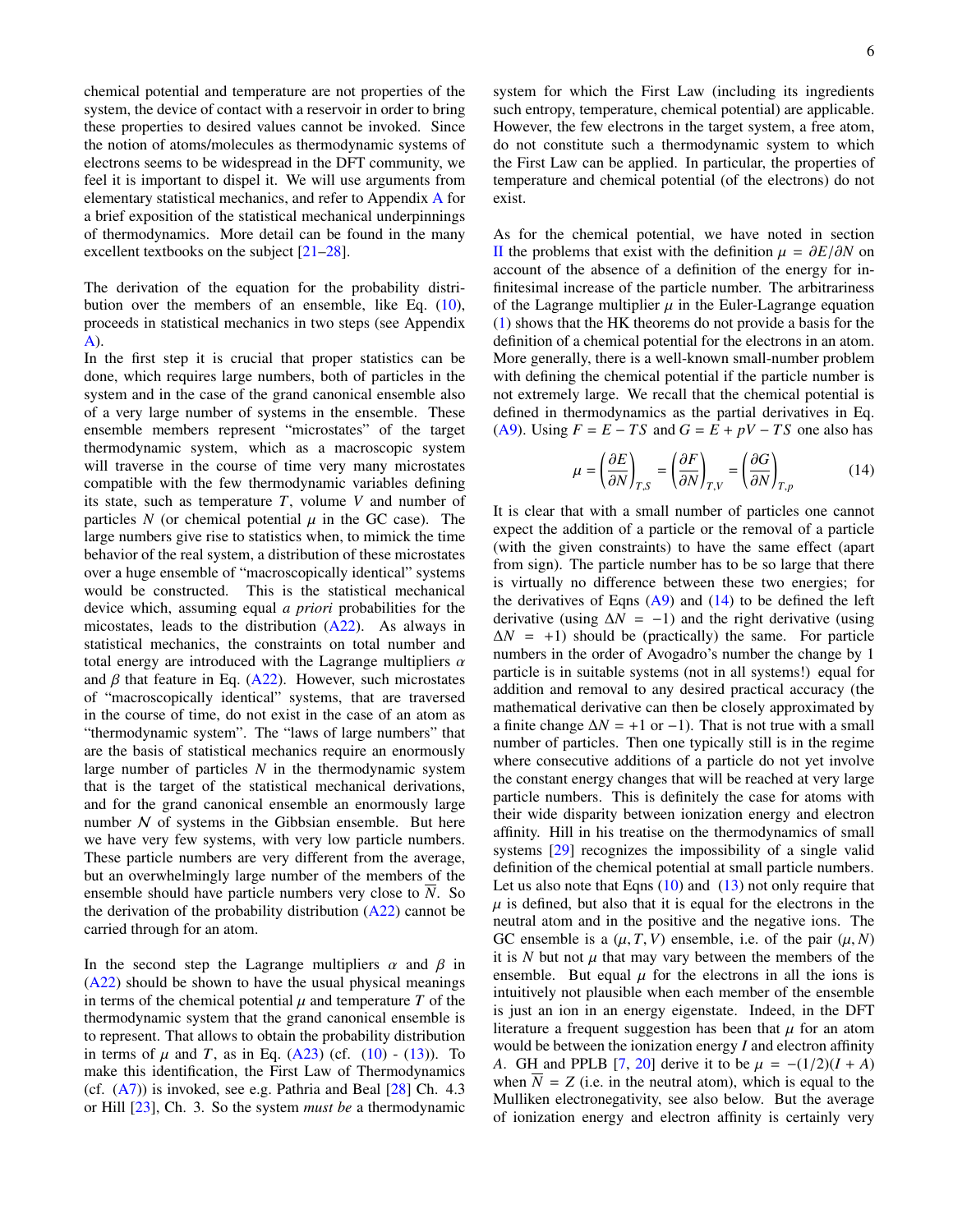chemical potential and temperature are not properties of the system, the device of contact with a reservoir in order to bring these properties to desired values cannot be invoked. Since the notion of atoms/molecules as thermodynamic systems of electrons seems to be widespread in the DFT community, we feel it is important to dispel it. We will use arguments from elementary statistical mechanics, and refer to Appendix A for a brief exposition of the statistical mechanical underpinnings of thermodynamics. More detail can be found in the many excellent textbooks on the subject [21–28].

The derivation of the equation for the probability distribution over the members of an ensemble, like Eq. (10), proceeds in statistical mechanics in two steps (see Appendix A).

In the first step it is crucial that proper statistics can be done, which requires large numbers, both of particles in the system and in the case of the grand canonical ensemble also of a very large number of systems in the ensemble. These ensemble members represent "microstates" of the target thermodynamic system, which as a macroscopic system will traverse in the course of time very many microstates compatible with the few thermodynamic variables defining its state, such as temperature $T$, volume $V$ and number of particles $N$ (or chemical potential $\mu$ in the GC case). The large numbers give rise to statistics when, to mimick the time behavior of the real system, a distribution of these microstates over a huge ensemble of "macroscopically identical" systems would be constructed. This is the statistical mechanical device which, assuming equal *a priori* probabilities for the micostates, leads to the distribution (A22). As always in statistical mechanics, the constraints on total number and total energy are introduced with the Lagrange multipliers $\alpha$ and $\beta$ that feature in Eq. (A22). However, such microstates of "macroscopically identical" systems, that are traversed in the course of time, do not exist in the case of an atom as "thermodynamic system". The "laws of large numbers" that are the basis of statistical mechanics require an enormously large number of particles $N$ in the thermodynamic system that is the target of the statistical mechanical derivations, and for the grand canonical ensemble an enormously large number $\mathcal{N}$ of systems in the Gibbsian ensemble. But here we have very few systems, with very low particle numbers. These particle numbers are very different from the average, but an overwhelmingly large number of the members of the ensemble should have particle numbers very close to $\overline{N}$. So the derivation of the probability distribution (A22) cannot be carried through for an atom.

In the second step the Lagrange multipliers $\alpha$ and $\beta$ in (A22) should be shown to have the usual physical meanings in terms of the chemical potential $\mu$ and temperature $T$ of the thermodynamic system that the grand canonical ensemble is to represent. That allows to obtain the probability distribution in terms of $\mu$ and $T$, as in Eq. (A23) (cf. (10) - (13)). To make this identification, the First Law of Thermodynamics (cf. (A7)) is invoked, see e.g. Pathria and Beal [28] Ch. 4.3 or Hill [23], Ch. 3. So the system *must be* a thermodynamic system for which the First Law (including its ingredients such entropy, temperature, chemical potential) are applicable. However, the few electrons in the target system, a free atom, do not constitute such a thermodynamic system to which the First Law can be applied. In particular, the properties of temperature and chemical potential (of the electrons) do not exist.

As for the chemical potential, we have noted in section II the problems that exist with the definition $\mu = \partial E/\partial N$ on account of the absence of a definition of the energy for infinitesimal increase of the particle number. The arbitrariness of the Lagrange multiplier $\mu$ in the Euler-Lagrange equation (1) shows that the HK theorems do not provide a basis for the definition of a chemical potential for the electrons in an atom. More generally, there is a well-known small-number problem with defining the chemical potential if the particle number is not extremely large. We recall that the chemical potential is defined in thermodynamics as the partial derivatives in Eq. (A9). Using $F = E - TS$ and $G = E + pV - TS$ one also has

$$\mu = \left(\frac{\partial E}{\partial N}\right)_{T,S} = \left(\frac{\partial F}{\partial N}\right)_{T,V} = \left(\frac{\partial G}{\partial N}\right)_{T,p} \tag{14}$$

It is clear that with a small number of particles one cannot expect the addition of a particle or the removal of a particle (with the given constraints) to have the same effect (apart from sign). The particle number has to be so large that there is virtually no difference between these two energies; for the derivatives of Eqns (A9) and (14) to be defined the left derivative (using $\Delta N = -1$) and the right derivative (using $\Delta N = +1$) should be (practically) the same. For particle numbers in the order of Avogadro's number the change by 1 particle is in suitable systems (not in all systems!) equal for addition and removal to any desired practical accuracy (the mathematical derivative can then be closely approximated by a finite change $\Delta N = +1$ or $-1$). That is not true with a small number of particles. Then one typically still is in the regime where consecutive additions of a particle do not yet involve the constant energy changes that will be reached at very large particle numbers. This is definitely the case for atoms with their wide disparity between ionization energy and electron affinity. Hill in his treatise on the thermodynamics of small systems [29] recognizes the impossibility of a single valid definition of the chemical potential at small particle numbers. Let us also note that Eqns (10) and (13) not only require that $\mu$ is defined, but also that it is equal for the electrons in the neutral atom and in the positive and the negative ions. The GC ensemble is a $(\mu, T, V)$ ensemble, i.e. of the pair $(\mu, N)$ it is $N$ but not $\mu$ that may vary between the members of the ensemble. But equal $\mu$ for the electrons in all the ions is intuitively not plausible when each member of the ensemble is just an ion in an energy eigenstate. Indeed, in the DFT literature a frequent suggestion has been that $\mu$ for an atom would be between the ionization energy $I$ and electron affinity $A$. GH and PPLB [7, 20] derive it to be $\mu = -(1/2)(I + A)$ when $\overline{N} = Z$ (i.e. in the neutral atom), which is equal to the Mulliken electronegativity, see also below. But the average of ionization energy and electron affinity is certainly very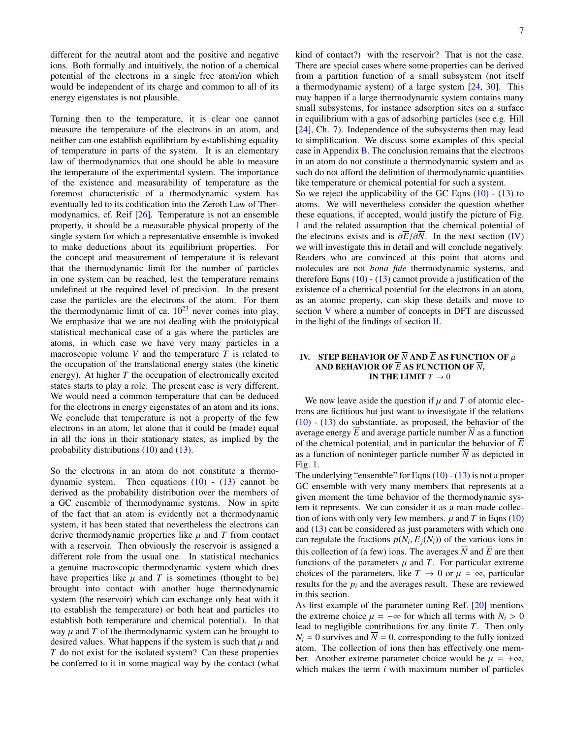different for the neutral atom and the positive and negative ions. Both formally and intuitively, the notion of a chemical potential of the electrons in a single free atom/ion which would be independent of its charge and common to all of its energy eigenstates is not plausible.

Turning then to the temperature, it is clear one cannot measure the temperature of the electrons in an atom, and neither can one establish equilibrium by establishing equality of temperature in parts of the system. It is an elementary law of thermodynamics that one should be able to measure the temperature of the experimental system. The importance of the existence and measurability of temperature as the foremost characteristic of a thermodynamic system has eventually led to its codification into the Zeroth Law of Thermodynamics, cf. Reif [26]. Temperature is not an ensemble property, it should be a measurable physical property of the single system for which a representative ensemble is invoked to make deductions about its equilibrium properties. For the concept and measurement of temperature it is relevant that the thermodynamic limit for the number of particles in one system can be reached, lest the temperature remains undefined at the required level of precision. In the present case the particles are the electrons of the atom. For them the thermodynamic limit of ca. $10^{23}$ never comes into play. We emphasize that we are not dealing with the prototypical statistical mechanical case of a gas where the particles are atoms, in which case we have very many particles in a macroscopic volume $V$ and the temperature $T$ is related to the occupation of the translational energy states (the kinetic energy). At higher $T$ the occupation of electronically excited states starts to play a role. The present case is very different. We would need a common temperature that can be deduced for the electrons in energy eigenstates of an atom and its ions. We conclude that temperature is not a property of the few electrons in an atom, let alone that it could be (made) equal in all the ions in their stationary states, as implied by the probability distributions (10) and (13).

So the electrons in an atom do not constitute a thermodynamic system. Then equations (10) - (13) cannot be derived as the probability distribution over the members of a GC ensemble of thermodynamic systems. Now in spite of the fact that an atom is evidently not a thermodynamic system, it has been stated that nevertheless the electrons can derive thermodynamic properties like $\mu$ and $T$ from contact with a reservoir. Then obviously the reservoir is assigned a different role from the usual one. In statistical mechanics a genuine macroscopic thermodynamic system which does have properties like $\mu$ and $T$ is sometimes (thought to be) brought into contact with another huge thermodynamic system (the reservoir) which can exchange only heat with it (to establish the temperature) or both heat and particles (to establish both temperature and chemical potential). In that way $\mu$ and $T$ of the thermodynamic system can be brought to desired values. What happens if the system is such that $\mu$ and $T$ do not exist for the isolated system? Can these properties be conferred to it in some magical way by the contact (what kind of contact?) with the reservoir? That is not the case. There are special cases where some properties can be derived from a partition function of a small subsystem (not itself a thermodynamic system) of a large system [24, 30]. This may happen if a large thermodynamic system contains many small subsystems, for instance adsorption sites on a surface in equilibrium with a gas of adsorbing particles (see e.g. Hill [24], Ch. 7). Independence of the subsystems then may lead to simplification. We discuss some examples of this special case in Appendix B. The conclusion remains that the electrons in an atom do not constitute a thermodynamic system and as such do not afford the definition of thermodynamic quantities like temperature or chemical potential for such a system.

So we reject the applicability of the GC Eqns (10) - (13) to atoms. We will nevertheless consider the question whether these equations, if accepted, would justify the picture of Fig. 1 and the related assumption that the chemical potential of the electrons exists and is $\partial\overline{E}/\partial\overline{N}$. In the next section (IV) we will investigate this in detail and will conclude negatively. Readers who are convinced at this point that atoms and molecules are not *bona fide* thermodynamic systems, and therefore Eqns (10) - (13) cannot provide a justification of the existence of a chemical potential for the electrons in an atom, as an atomic property, can skip these details and move to section V where a number of concepts in DFT are discussed in the light of the findings of section II.

## IV. STEP BEHAVIOR OF $\overline{N}$ AND $\overline{E}$ AS FUNCTION OF $\mu$ AND BEHAVIOR OF $\overline{E}$ AS FUNCTION OF $\overline{N}$, IN THE LIMIT $T \to 0$

We now leave aside the question if $\mu$ and $T$ of atomic electrons are fictitious but just want to investigate if the relations (10) - (13) do substantiate, as proposed, the behavior of the average energy $\overline{E}$ and average particle number $\overline{N}$ as a function of the chemical potential, and in particular the behavior of $\overline{E}$ as a function of noninteger particle number $\overline{N}$ as depicted in Fig. 1.

The underlying "ensemble" for Eqns (10) - (13) is not a proper GC ensemble with very many members that represents at a given moment the time behavior of the thermodynamic system it represents. We can consider it as a man made collection of ions with only very few members. $\mu$ and $T$ in Eqns (10) and (13) can be considered as just parameters with which one can regulate the fractions $p(N_i, E_j(N_i))$ of the various ions in this collection of (a few) ions. The averages $\overline{N}$ and $\overline{E}$ are then functions of the parameters $\mu$ and $T$. For particular extreme choices of the parameters, like $T \to 0$ or $\mu = \infty$, particular results for the $p_i$ and the averages result. These are reviewed in this section.

As first example of the parameter tuning Ref. [20] mentions the extreme choice $\mu = -\infty$ for which all terms with $N_i > 0$ lead to negligible contributions for any finite $T$. Then only $N_i = 0$ survives and $\overline{N} = 0$, corresponding to the fully ionized atom. The collection of ions then has effectively one member. Another extreme parameter choice would be $\mu = +\infty$, which makes the term $i$ with maximum number of particles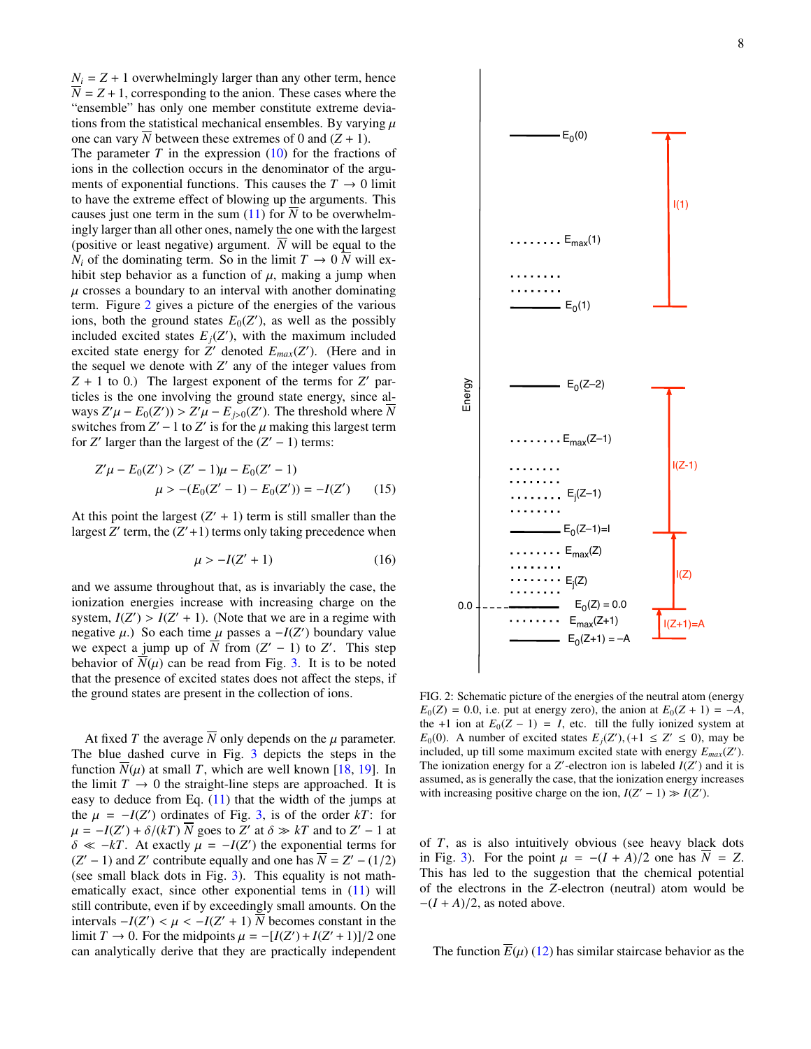$N_i = Z + 1$ overwhelmingly larger than any other term, hence $\overline{N} = Z + 1$, corresponding to the anion. These cases where the "ensemble" has only one member constitute extreme deviations from the statistical mechanical ensembles. By varying $\mu$ one can vary $\overline{N}$ between these extremes of 0 and $(Z + 1)$.

The parameter $T$ in the expression (10) for the fractions of ions in the collection occurs in the denominator of the arguments of exponential functions. This causes the $T \to 0$ limit to have the extreme effect of blowing up the arguments. This causes just one term in the sum (11) for $\overline{N}$ to be overwhelmingly larger than all other ones, namely the one with the largest (positive or least negative) argument. $\overline{N}$ will be equal to the $N_i$ of the dominating term. So in the limit $T \to 0$ $\overline{N}$ will exhibit step behavior as a function of $\mu$, making a jump when $\mu$ crosses a boundary to an interval with another dominating term. Figure 2 gives a picture of the energies of the various ions, both the ground states $E_0(Z')$, as well as the possibly included excited states $E_j(Z')$, with the maximum included excited state energy for $Z'$ denoted $E_{max}(Z')$. (Here and in the sequel we denote with $Z'$ any of the integer values from $Z + 1$ to 0.) The largest exponent of the terms for $Z'$ particles is the one involving the ground state energy, since always $Z'\mu - E_0(Z')) > Z'\mu - E_{j>0}(Z')$. The threshold where $\overline{N}$ switches from $Z' - 1$ to $Z'$ is for the $\mu$ making this largest term for $Z'$ larger than the largest of the $(Z' - 1)$ terms:

$$Z'\mu - E_0(Z') > (Z' - 1)\mu - E_0(Z' - 1)$$
$$\mu > -(E_0(Z' - 1) - E_0(Z')) = -I(Z') \qquad (15)$$

At this point the largest $(Z' + 1)$ term is still smaller than the largest $Z'$ term, the $(Z'+1)$ terms only taking precedence when

$$\mu > -I(Z' + 1) \qquad (16)$$

and we assume throughout that, as is invariably the case, the ionization energies increase with increasing charge on the system, $I(Z') > I(Z' + 1)$. (Note that we are in a regime with negative $\mu$.) So each time $\mu$ passes a $-I(Z')$ boundary value we expect a jump up of $\overline{N}$ from $(Z' - 1)$ to $Z'$. This step behavior of $\overline{N}(\mu)$ can be read from Fig. 3. It is to be noted that the presence of excited states does not affect the steps, if the ground states are present in the collection of ions.

At fixed $T$ the average $\overline{N}$ only depends on the $\mu$ parameter. The blue dashed curve in Fig. 3 depicts the steps in the function $\overline{N}(\mu)$ at small $T$, which are well known [18, 19]. In the limit $T \to 0$ the straight-line steps are approached. It is easy to deduce from Eq. (11) that the width of the jumps at the $\mu = -I(Z')$ ordinates of Fig. 3, is of the order $kT$: for $\mu = -I(Z') + \delta/(kT)$ $\overline{N}$ goes to $Z'$ at $\delta \gg kT$ and to $Z' - 1$ at $\delta \ll -kT$. At exactly $\mu = -I(Z')$ the exponential terms for $(Z' - 1)$ and $Z'$ contribute equally and one has $\overline{N} = Z' - (1/2)$ (see small black dots in Fig. 3). This equality is not mathematically exact, since other exponential tems in (11) will still contribute, even if by exceedingly small amounts. On the intervals $-I(Z') < \mu < -I(Z' + 1)$ $\overline{N}$ becomes constant in the limit $T \to 0$. For the midpoints $\mu = -[I(Z') + I(Z' + 1)]/2$ one can analytically derive that they are practically independent of $T$, as is also intuitively obvious (see heavy black dots in Fig. 3). For the point $\mu = -(I + A)/2$ one has $\overline{N} = Z$. This has led to the suggestion that the chemical potential of the electrons in the $Z$-electron (neutral) atom would be $-(I + A)/2$, as noted above.

FIG. 2: Schematic picture of the energies of the neutral atom (energy $E_0(Z) = 0.0$, i.e. put at energy zero), the anion at $E_0(Z + 1) = -A$, the +1 ion at $E_0(Z - 1) = I$, etc. till the fully ionized system at $E_0(0)$. A number of excited states $E_j(Z'), (+1 \le Z' \le 0)$, may be included, up till some maximum excited state with energy $E_{max}(Z')$. The ionization energy for a $Z'$-electron ion is labeled $I(Z')$ and it is assumed, as is generally the case, that the ionization energy increases with increasing positive charge on the ion, $I(Z' - 1) \gg I(Z')$.

The function $\overline{E}(\mu)$ (12) has similar staircase behavior as the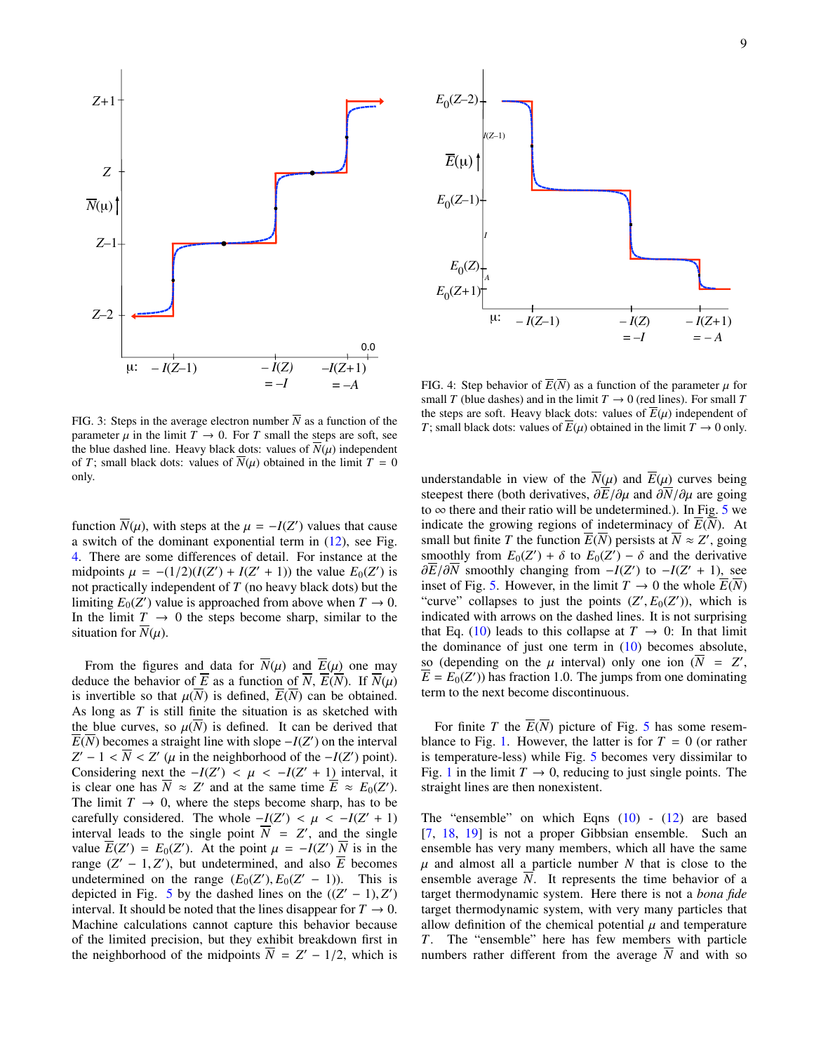FIG. 3: Steps in the average electron number $\overline{N}$ as a function of the parameter $\mu$ in the limit $T \to 0$. For $T$ small the steps are soft, see the blue dashed line. Heavy black dots: values of $\overline{N}(\mu)$ independent of $T$; small black dots: values of $\overline{N}(\mu)$ obtained in the limit $T = 0$ only.

FIG. 4: Step behavior of $\overline{E}(\overline{N})$ as a function of the parameter $\mu$ for small $T$ (blue dashes) and in the limit $T \to 0$ (red lines). For small $T$ the steps are soft. Heavy black dots: values of $\overline{E}(\mu)$ independent of $T$; small black dots: values of $\overline{E}(\mu)$ obtained in the limit $T \to 0$ only.

function $\overline{N}(\mu)$, with steps at the $\mu = -I(Z')$ values that cause a switch of the dominant exponential term in (12), see Fig. 4. There are some differences of detail. For instance at the midpoints $\mu = -(1/2)(I(Z') + I(Z' + 1))$ the value $E_0(Z')$ is not practically independent of $T$ (no heavy black dots) but the limiting $E_0(Z')$ value is approached from above when $T \to 0$. In the limit $T \to 0$ the steps become sharp, similar to the situation for $\overline{N}(\mu)$.

From the figures and data for $\overline{N}(\mu)$ and $\overline{E}(\mu)$ one may deduce the behavior of $\overline{E}$ as a function of $\overline{N}$, $\overline{E}(\overline{N})$. If $\overline{N}(\mu)$ is invertible so that $\mu(\overline{N})$ is defined, $\overline{E}(\overline{N})$ can be obtained. As long as $T$ is still finite the situation is as sketched with the blue curves, so $\mu(\overline{N})$ is defined. It can be derived that $\overline{E}(\overline{N})$ becomes a straight line with slope $-I(Z')$ on the interval $Z' - 1 < \overline{N} < Z'$ ($\mu$ in the neighborhood of the $-I(Z')$ point). Considering next the $-I(Z') < \mu < -I(Z' + 1)$ interval, it is clear one has $\overline{N} \approx Z'$ and at the same time $\overline{E} \approx E_0(Z')$. The limit $T \to 0$, where the steps become sharp, has to be carefully considered. The whole $-I(Z') < \mu < -I(Z' + 1)$ interval leads to the single point $\overline{N} = Z'$, and the single value $\overline{E}(Z') = E_0(Z')$. At the point $\mu = -I(Z')$ $\overline{N}$ is in the range $(Z' - 1, Z')$, but undetermined, and also $\overline{E}$ becomes undetermined on the range $(E_0(Z'), E_0(Z' - 1))$. This is depicted in Fig. 5 by the dashed lines on the $((Z' - 1), Z')$ interval. It should be noted that the lines disappear for $T \to 0$. Machine calculations cannot capture this behavior because of the limited precision, but they exhibit breakdown first in the neighborhood of the midpoints $\overline{N} = Z' - 1/2$, which is understandable in view of the $\overline{N}(\mu)$ and $\overline{E}(\mu)$ curves being steepest there (both derivatives, $\partial\overline{E}/\partial\mu$ and $\partial\overline{N}/\partial\mu$ are going to $\infty$ there and their ratio will be undetermined.). In Fig. 5 we indicate the growing regions of indeterminacy of $\overline{E}(\overline{N})$. At small but finite $T$ the function $\overline{E}(\overline{N})$ persists at $\overline{N} \approx Z'$, going smoothly from $E_0(Z') + \delta$ to $E_0(Z') - \delta$ and the derivative $\partial\overline{E}/\partial\overline{N}$ smoothly changing from $-I(Z')$ to $-I(Z' + 1)$, see inset of Fig. 5. However, in the limit $T \to 0$ the whole $\overline{E}(\overline{N})$ "curve" collapses to just the points $(Z', E_0(Z'))$, which is indicated with arrows on the dashed lines. It is not surprising that Eq. (10) leads to this collapse at $T \to 0$: In that limit the dominance of just one term in (10) becomes absolute, so (depending on the $\mu$ interval) only one ion ($\overline{N} = Z'$, $\overline{E} = E_0(Z')$) has fraction 1.0. The jumps from one dominating term to the next become discontinuous.

For finite $T$ the $\overline{E}(\overline{N})$ picture of Fig. 5 has some resemblance to Fig. 1. However, the latter is for $T = 0$ (or rather is temperature-less) while Fig. 5 becomes very dissimilar to Fig. 1 in the limit $T \to 0$, reducing to just single points. The straight lines are then nonexistent.

The "ensemble" on which Eqns (10) - (12) are based [7, 18, 19] is not a proper Gibbsian ensemble. Such an ensemble has very many members, which all have the same $\mu$ and almost all a particle number $N$ that is close to the ensemble average $\overline{N}$. It represents the time behavior of a target thermodynamic system. Here there is not a *bona fide* target thermodynamic system, with very many particles that allow definition of the chemical potential $\mu$ and temperature $T$. The "ensemble" here has few members with particle numbers rather different from the average $\overline{N}$ and with so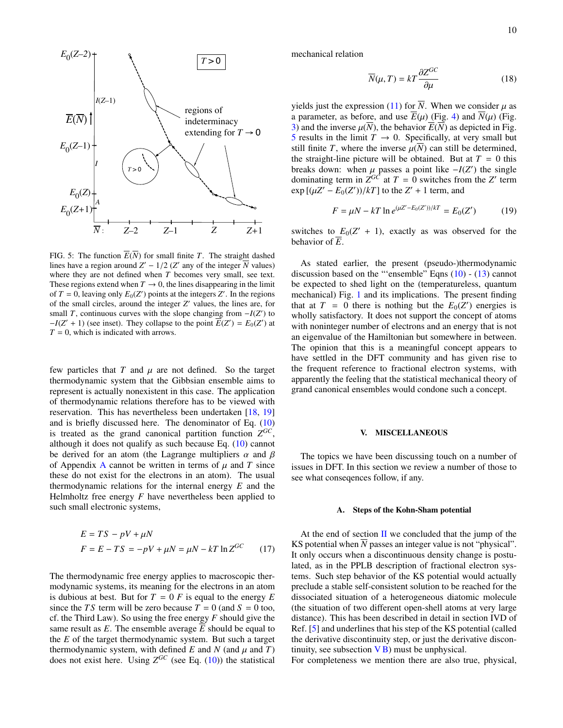FIG. 5: The function $\overline{E}(\overline{N})$ for small finite $T$. The straight dashed lines have a region around $Z' - 1/2$ ($Z'$ any of the integer $\overline{N}$ values) where they are not defined when $T$ becomes very small, see text. These regions extend when $T \to 0$, the lines disappearing in the limit of $T = 0$, leaving only $E_0(Z')$ points at the integers $Z'$. In the regions of the small circles, around the integer $Z'$ values, the lines are, for small $T$, continuous curves with the slope changing from $-I(Z')$ to $-I(Z'+1)$ (see inset). They collapse to the point $\overline{E}(Z') = E_0(Z')$ at $T = 0$, which is indicated with arrows.

few particles that $T$ and $\mu$ are not defined. So the target thermodynamic system that the Gibbsian ensemble aims to represent is actually nonexistent in this case. The application of thermodynamic relations therefore has to be viewed with reservation. This has nevertheless been undertaken [18, 19] and is briefly discussed here. The denominator of Eq. (10) is treated as the grand canonical partition function $Z^{GC}$, although it does not qualify as such because Eq. (10) cannot be derived for an atom (the Lagrange multipliers $\alpha$ and $\beta$ of Appendix A cannot be written in terms of $\mu$ and $T$ since these do not exist for the electrons in an atom). The usual thermodynamic relations for the internal energy $E$ and the Helmholtz free energy $F$ have nevertheless been applied to such small electronic systems,

$$
\begin{aligned}
E &= TS - pV + \mu N \\
F &= E - TS = -pV + \mu N = \mu N - kT \ln Z^{GC}
\end{aligned}
\qquad (17)
$$

The thermodynamic free energy applies to macroscopic thermodynamic systems, its meaning for the electrons in an atom is dubious at best. But for $T = 0$ $F$ is equal to the energy $E$ since the $TS$ term will be zero because $T = 0$ (and $S = 0$ too, cf. the Third Law). So using the free energy $F$ should give the same result as $E$. The ensemble average $\overline{E}$ should be equal to the $E$ of the target thermodynamic system. But such a target thermodynamic system, with defined $E$ and $N$ (and $\mu$ and $T$) does not exist here. Using $Z^{GC}$ (see Eq. (10)) the statistical mechanical relation

$$
\overline{N}(\mu, T) = kT \frac{\partial Z^{GC}}{\partial \mu} \qquad (18)
$$

yields just the expression (11) for $\overline{N}$. When we consider $\mu$ as a parameter, as before, and use $\overline{E}(\mu)$ (Fig. 4) and $\overline{N}(\mu)$ (Fig. 3) and the inverse $\mu(\overline{N})$, the behavior $\overline{E}(\overline{N})$ as depicted in Fig. 5 results in the limit $T \to 0$. Specifically, at very small but still finite $T$, where the inverse $\mu(\overline{N})$ can still be determined, the straight-line picture will be obtained. But at $T = 0$ this breaks down: when $\mu$ passes a point like $-I(Z')$ the single dominating term in $Z^{GC}$ at $T = 0$ switches from the $Z'$ term $\exp[(\mu Z' - E_0(Z'))/kT]$ to the $Z'+1$ term, and

$$
F = \mu N - kT \ln e^{(\mu Z' - E_0(Z'))/kT} = E_0(Z') \qquad (19)
$$

switches to $E_0(Z'+1)$, exactly as was observed for the behavior of $\overline{E}$.

As stated earlier, the present (pseudo-)thermodynamic discussion based on the "'ensemble" Eqns (10) - (13) cannot be expected to shed light on the (temperatureless, quantum mechanical) Fig. 1 and its implications. The present finding that at $T = 0$ there is nothing but the $E_0(Z')$ energies is wholly satisfactory. It does not support the concept of atoms with noninteger number of electrons and an energy that is not an eigenvalue of the Hamiltonian but somewhere in between. The opinion that this is a meaningful concept appears to have settled in the DFT community and has given rise to the frequent reference to fractional electron systems, with apparently the feeling that the statistical mechanical theory of grand canonical ensembles would condone such a concept.

## V. MISCELLANEOUS

The topics we have been discussing touch on a number of issues in DFT. In this section we review a number of those to see what conseqences follow, if any.

### A. Steps of the Kohn-Sham potential

At the end of section II we concluded that the jump of the KS potential when $\overline{N}$ passes an integer value is not "physical". It only occurs when a discontinuous density change is postulated, as in the PPLB description of fractional electron systems. Such step behavior of the KS potential would actually preclude a stable self-consistent solution to be reached for the dissociated situation of a heterogeneous diatomic molecule (the situation of two different open-shell atoms at very large distance). This has been described in detail in section IVD of Ref. [5] and underlines that his step of the KS potential (called the derivative discontinuity step, or just the derivative discontinuity, see subsection V B) must be unphysical.

For completeness we mention there are also true, physical,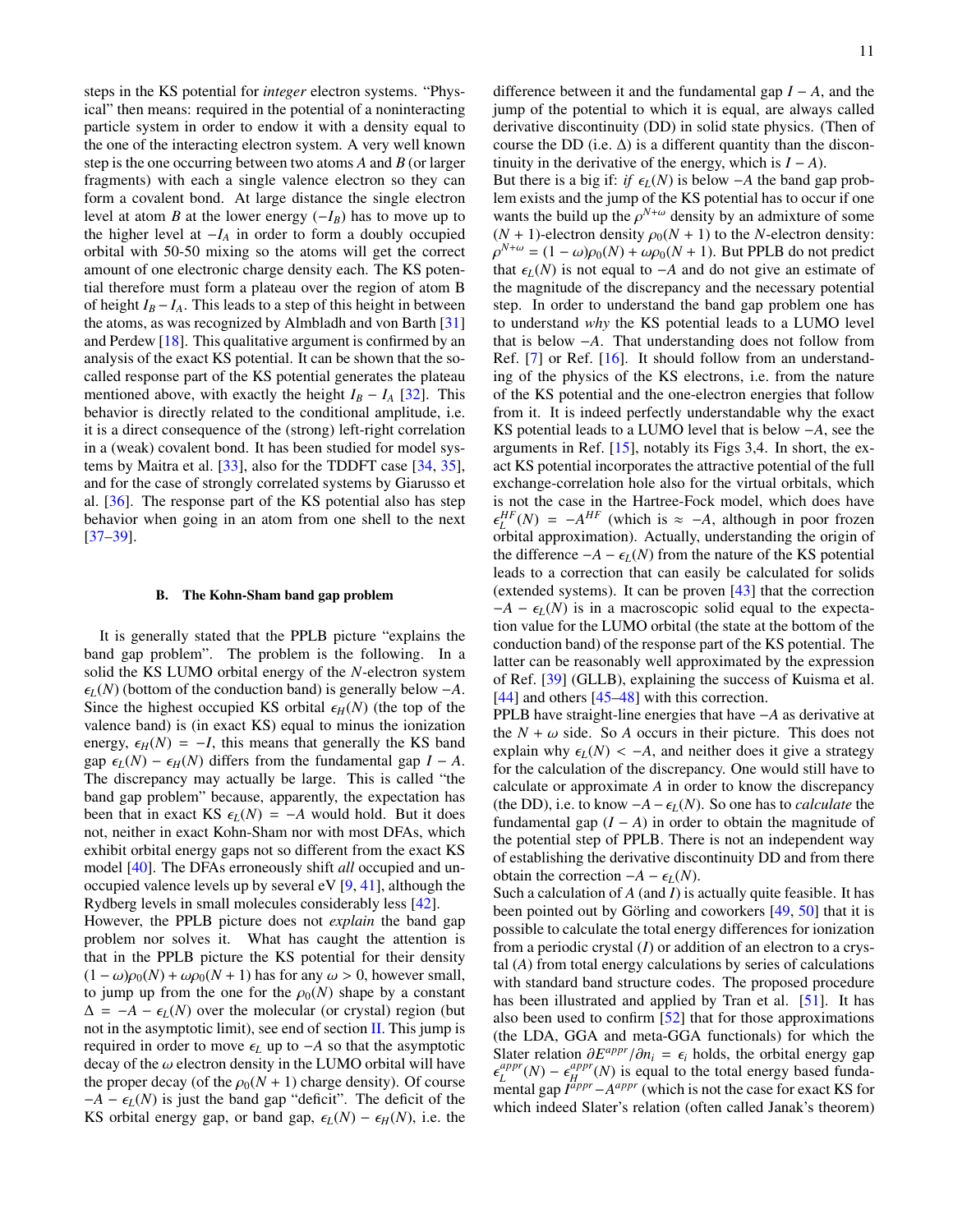steps in the KS potential for *integer* electron systems. "Physical" then means: required in the potential of a noninteracting particle system in order to endow it with a density equal to the one of the interacting electron system. A very well known step is the one occurring between two atoms $A$ and $B$ (or larger fragments) with each a single valence electron so they can form a covalent bond. At large distance the single electron level at atom $B$ at the lower energy ($-I_B$) has to move up to the higher level at $-I_A$ in order to form a doubly occupied orbital with 50-50 mixing so the atoms will get the correct amount of one electronic charge density each. The KS potential therefore must form a plateau over the region of atom B of height $I_B - I_A$. This leads to a step of this height in between the atoms, as was recognized by Almbladh and von Barth [31] and Perdew [18]. This qualitative argument is confirmed by an analysis of the exact KS potential. It can be shown that the so-called response part of the KS potential generates the plateau mentioned above, with exactly the height $I_B - I_A$ [32]. This behavior is directly related to the conditional amplitude, i.e. it is a direct consequence of the (strong) left-right correlation in a (weak) covalent bond. It has been studied for model systems by Maitra et al. [33], also for the TDDFT case [34, 35], and for the case of strongly correlated systems by Giarusso et al. [36]. The response part of the KS potential also has step behavior when going in an atom from one shell to the next [37–39].

### B. The Kohn-Sham band gap problem

It is generally stated that the PPLB picture "explains the band gap problem". The problem is the following. In a solid the KS LUMO orbital energy of the $N$-electron system $\epsilon_L(N)$ (bottom of the conduction band) is generally below $-A$. Since the highest occupied KS orbital $\epsilon_H(N)$ (the top of the valence band) is (in exact KS) equal to minus the ionization energy, $\epsilon_H(N) = -I$, this means that generally the KS band gap $\epsilon_L(N) - \epsilon_H(N)$ differs from the fundamental gap $I - A$. The discrepancy may actually be large. This is called "the band gap problem" because, apparently, the expectation has been that in exact KS $\epsilon_L(N) = -A$ would hold. But it does not, neither in exact Kohn-Sham nor with most DFAs, which exhibit orbital energy gaps not so different from the exact KS model [40]. The DFAs erroneously shift *all* occupied and unoccupied valence levels up by several eV [9, 41], although the Rydberg levels in small molecules considerably less [42].

However, the PPLB picture does not *explain* the band gap problem nor solves it. What has caught the attention is that in the PPLB picture the KS potential for their density $(1-\omega)\rho_0(N) + \omega\rho_0(N+1)$ has for any $\omega > 0$, however small, to jump up from the one for the $\rho_0(N)$ shape by a constant $\Delta = -A - \epsilon_L(N)$ over the molecular (or crystal) region (but not in the asymptotic limit), see end of section II. This jump is required in order to move $\epsilon_L$ up to $-A$ so that the asymptotic decay of the $\omega$ electron density in the LUMO orbital will have the proper decay (of the $\rho_0(N+1)$ charge density). Of course $-A - \epsilon_L(N)$ is just the band gap "deficit". The deficit of the KS orbital energy gap, or band gap, $\epsilon_L(N) - \epsilon_H(N)$, i.e. the difference between it and the fundamental gap $I - A$, and the jump of the potential to which it is equal, are always called derivative discontinuity (DD) in solid state physics. (Then of course the DD (i.e. $\Delta$) is a different quantity than the discontinuity in the derivative of the energy, which is $I - A$).

But there is a big if: *if* $\epsilon_L(N)$ is below $-A$ the band gap problem exists and the jump of the KS potential has to occur if one wants the build up the $\rho^{N+\omega}$ density by an admixture of some $(N+1)$-electron density $\rho_0(N+1)$ to the $N$-electron density: $\rho^{N+\omega} = (1-\omega)\rho_0(N) + \omega\rho_0(N+1)$. But PPLB do not predict that $\epsilon_L(N)$ is not equal to $-A$ and do not give an estimate of the magnitude of the discrepancy and the necessary potential step. In order to understand the band gap problem one has to understand *why* the KS potential leads to a LUMO level that is below $-A$. That understanding does not follow from Ref. [7] or Ref. [16]. It should follow from an understanding of the physics of the KS electrons, i.e. from the nature of the KS potential and the one-electron energies that follow from it. It is indeed perfectly understandable why the exact KS potential leads to a LUMO level that is below $-A$, see the arguments in Ref. [15], notably its Figs 3,4. In short, the exact KS potential incorporates the attractive potential of the full exchange-correlation hole also for the virtual orbitals, which is not the case in the Hartree-Fock model, which does have $\epsilon_L^{HF}(N) = -A^{HF}$ (which is $\approx -A$, although in poor frozen orbital approximation). Actually, understanding the origin of the difference $-A - \epsilon_L(N)$ from the nature of the KS potential leads to a correction that can easily be calculated for solids (extended systems). It can be proven [43] that the correction $-A - \epsilon_L(N)$ is in a macroscopic solid equal to the expectation value for the LUMO orbital (the state at the bottom of the conduction band) of the response part of the KS potential. The latter can be reasonably well approximated by the expression of Ref. [39] (GLLB), explaining the success of Kuisma et al. [44] and others [45–48] with this correction.

PPLB have straight-line energies that have $-A$ as derivative at the $N + \omega$ side. So $A$ occurs in their picture. This does not explain why $\epsilon_L(N) < -A$, and neither does it give a strategy for the calculation of the discrepancy. One would still have to calculate or approximate $A$ in order to know the discrepancy (the DD), i.e. to know $-A - \epsilon_L(N)$. So one has to *calculate* the fundamental gap $(I - A)$ in order to obtain the magnitude of the potential step of PPLB. There is not an independent way of establishing the derivative discontinuity DD and from there obtain the correction $-A - \epsilon_L(N)$.

Such a calculation of $A$ (and $I$) is actually quite feasible. It has been pointed out by Görling and coworkers [49, 50] that it is possible to calculate the total energy differences for ionization from a periodic crystal ($I$) or addition of an electron to a crystal ($A$) from total energy calculations by series of calculations with standard band structure codes. The proposed procedure has been illustrated and applied by Tran et al. [51]. It has also been used to confirm [52] that for those approximations (the LDA, GGA and meta-GGA functionals) for which the Slater relation $\partial E^{appr}/\partial n_i = \epsilon_i$ holds, the orbital energy gap $\epsilon_L^{appr}(N) - \epsilon_H^{appr}(N)$ is equal to the total energy based fundamental gap $I^{appr} - A^{appr}$ (which is not the case for exact KS for which indeed Slater's relation (often called Janak's theorem)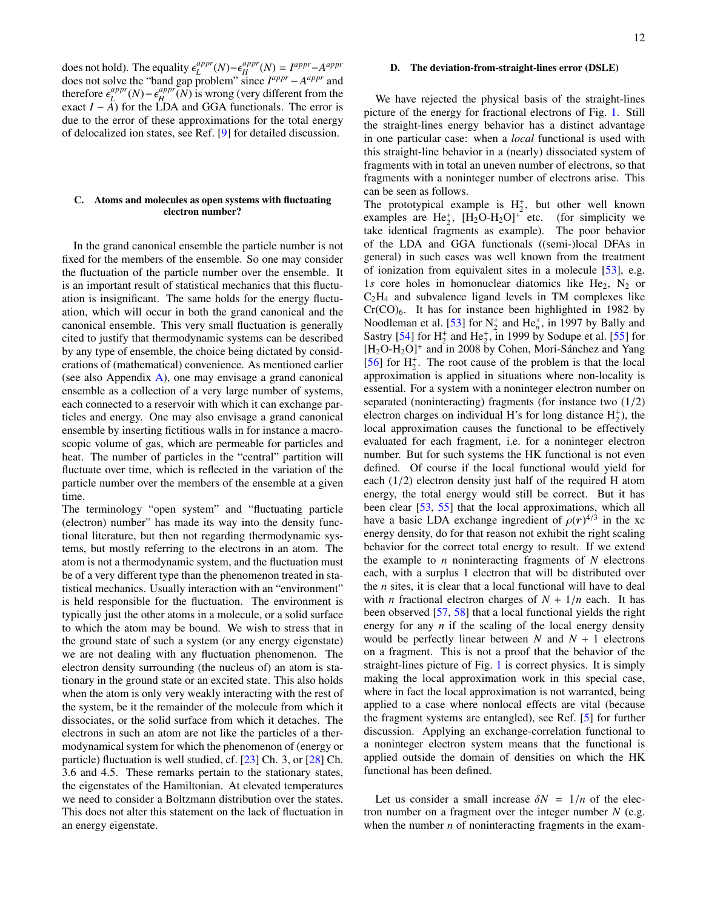does not hold). The equality $\epsilon_L^{appr}(N) - \epsilon_H^{appr}(N) = I^{appr} - A^{appr}$ does not solve the "band gap problem" since $I^{appr} - A^{appr}$ and therefore $\epsilon_L^{appr}(N) - \epsilon_H^{appr}(N)$ is wrong (very different from the exact $I - A$) for the LDA and GGA functionals. The error is due to the error of these approximations for the total energy of delocalized ion states, see Ref. [9] for detailed discussion.

### C. Atoms and molecules as open systems with fluctuating electron number?

In the grand canonical ensemble the particle number is not fixed for the members of the ensemble. So one may consider the fluctuation of the particle number over the ensemble. It is an important result of statistical mechanics that this fluctuation is insignificant. The same holds for the energy fluctuation, which will occur in both the grand canonical and the canonical ensemble. This very small fluctuation is generally cited to justify that thermodynamic systems can be described by any type of ensemble, the choice being dictated by considerations of (mathematical) convenience. As mentioned earlier (see also Appendix A), one may envisage a grand canonical ensemble as a collection of a very large number of systems, each connected to a reservoir with which it can exchange particles and energy. One may also envisage a grand canonical ensemble by inserting fictitious walls in for instance a macroscopic volume of gas, which are permeable for particles and heat. The number of particles in the "central" partition will fluctuate over time, which is reflected in the variation of the particle number over the members of the ensemble at a given time.

The terminology "open system" and "fluctuating particle (electron) number" has made its way into the density functional literature, but then not regarding thermodynamic systems, but mostly referring to the electrons in an atom. The atom is not a thermodynamic system, and the fluctuation must be of a very different type than the phenomenon treated in statistical mechanics. Usually interaction with an "environment" is held responsible for the fluctuation. The environment is typically just the other atoms in a molecule, or a solid surface to which the atom may be bound. We wish to stress that in the ground state of such a system (or any energy eigenstate) we are not dealing with any fluctuation phenomenon. The electron density surrounding (the nucleus of) an atom is stationary in the ground state or an excited state. This also holds when the atom is only very weakly interacting with the rest of the system, be it the remainder of the molecule from which it dissociates, or the solid surface from which it detaches. The electrons in such an atom are not like the particles of a thermodynamical system for which the phenomenon of (energy or particle) fluctuation is well studied, cf. [23] Ch. 3, or [28] Ch. 3.6 and 4.5. These remarks pertain to the stationary states, the eigenstates of the Hamiltonian. At elevated temperatures we need to consider a Boltzmann distribution over the states. This does not alter this statement on the lack of fluctuation in an energy eigenstate.

### D. The deviation-from-straight-lines error (DSLE)

We have rejected the physical basis of the straight-lines picture of the energy for fractional electrons of Fig. 1. Still the straight-lines energy behavior has a distinct advantage in one particular case: when a *local* functional is used with this straight-line behavior in a (nearly) dissociated system of fragments with in total an uneven number of electrons, so that fragments with a noninteger number of electrons arise. This can be seen as follows.

The prototypical example is $H_2^+$, but other well known examples are $He_2^+$, $[H_2O\text{-}H_2O]^+$ etc. (for simplicity we take identical fragments as example). The poor behavior of the LDA and GGA functionals ((semi-)local DFAs in general) in such cases was well known from the treatment of ionization from equivalent sites in a molecule [53], e.g. $1s$ core holes in homonuclear diatomics like $He_2$, $N_2$ or $C_2H_4$ and subvalence ligand levels in TM complexes like $Cr(CO)_6$. It has for instance been highlighted in 1982 by Noodleman et al. [53] for $N_2^+$ and $He_n^+$, in 1997 by Bally and Sastry [54] for $H_2^+$ and $He_2^+$, in 1999 by Sodupe et al. [55] for $[H_2O\text{-}H_2O]^+$ and in 2008 by Cohen, Mori-Sánchez and Yang [56] for $H_2^+$. The root cause of the problem is that the local approximation is applied in situations where non-locality is essential. For a system with a noninteger electron number on separated (noninteracting) fragments (for instance two $(1/2)$ electron charges on individual H's for long distance $H_2^+$), the local approximation causes the functional to be effectively evaluated for each fragment, i.e. for a noninteger electron number. But for such systems the HK functional is not even defined. Of course if the local functional would yield for each $(1/2)$ electron density just half of the required H atom energy, the total energy would still be correct. But it has been clear [53, 55] that the local approximations, which all have a basic LDA exchange ingredient of $\rho(\mathbf{r})^{4/3}$ in the xc energy density, do for that reason not exhibit the right scaling behavior for the correct total energy to result. If we extend the example to $n$ noninteracting fragments of $N$ electrons each, with a surplus 1 electron that will be distributed over the $n$ sites, it is clear that a local functional will have to deal with $n$ fractional electron charges of $N + 1/n$ each. It has been observed [57, 58] that a local functional yields the right energy for any $n$ if the scaling of the local energy density would be perfectly linear between $N$ and $N + 1$ electrons on a fragment. This is not a proof that the behavior of the straight-lines picture of Fig. 1 is correct physics. It is simply making the local approximation work in this special case, where in fact the local approximation is not warranted, being applied to a case where nonlocal effects are vital (because the fragment systems are entangled), see Ref. [5] for further discussion. Applying an exchange-correlation functional to a noninteger electron system means that the functional is applied outside the domain of densities on which the HK functional has been defined.

Let us consider a small increase $\delta N = 1/n$ of the electron number on a fragment over the integer number $N$ (e.g. when the number $n$ of noninteracting fragments in the exam-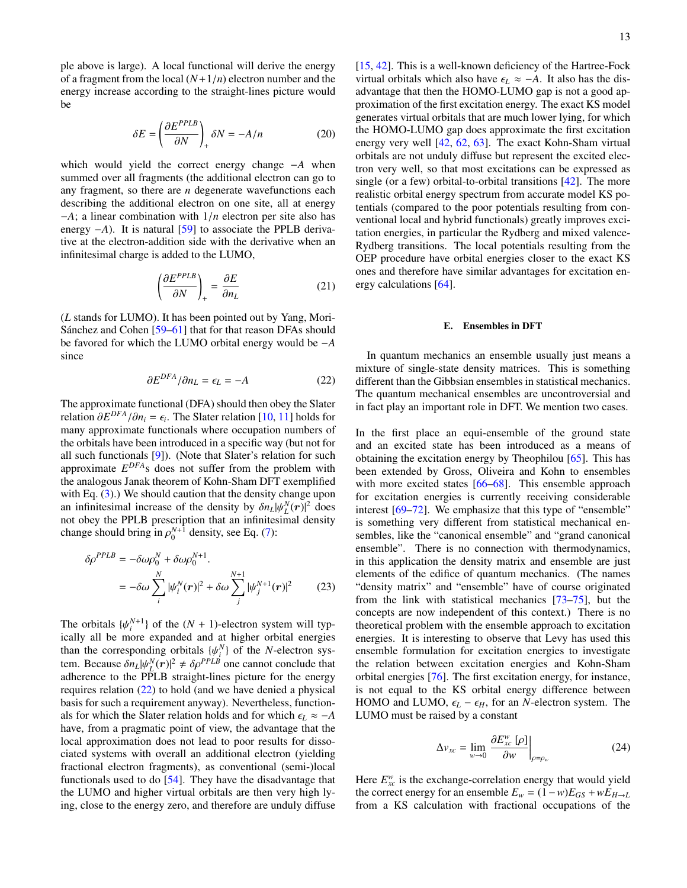ple above is large). A local functional will derive the energy of a fragment from the local $(N+1/n)$ electron number and the energy increase according to the straight-lines picture would be

$$\delta E = \left(\frac{\partial E^{PPLB}}{\partial N}\right)_+ \delta N = -A/n \tag{20}$$

which would yield the correct energy change $-A$ when summed over all fragments (the additional electron can go to any fragment, so there are $n$ degenerate wavefunctions each describing the additional electron on one site, all at energy $-A$; a linear combination with $1/n$ electron per site also has energy $-A$). It is natural [59] to associate the PPLB derivative at the electron-addition side with the derivative when an infinitesimal charge is added to the LUMO,

$$\left(\frac{\partial E^{PPLB}}{\partial N}\right)_+ = \frac{\partial E}{\partial n_L} \tag{21}$$

($L$ stands for LUMO). It has been pointed out by Yang, Mori-Sánchez and Cohen [59–61] that for that reason DFAs should be favored for which the LUMO orbital energy would be $-A$ since

$$\partial E^{DFA}/\partial n_L = \epsilon_L = -A \tag{22}$$

The approximate functional (DFA) should then obey the Slater relation $\partial E^{DFA}/\partial n_i = \epsilon_i$. The Slater relation [10, 11] holds for many approximate functionals where occupation numbers of the orbitals have been introduced in a specific way (but not for all such functionals [9]). (Note that Slater's relation for such approximate $E^{DFA}$s does not suffer from the problem with the analogous Janak theorem of Kohn-Sham DFT exemplified with Eq. (3).) We should caution that the density change upon an infinitesimal increase of the density by $\delta n_L |\psi_L^N(\boldsymbol{r})|^2$ does not obey the PPLB prescription that an infinitesimal density change should bring in $\rho_0^{N+1}$ density, see Eq. (7):

$$\begin{aligned}\delta\rho^{PPLB} &= -\delta\omega\rho_0^N + \delta\omega\rho_0^{N+1}. \\ &= -\delta\omega\sum_i^N |\psi_i^N(\boldsymbol{r})|^2 + \delta\omega\sum_j^{N+1} |\psi_j^{N+1}(\boldsymbol{r})|^2 \end{aligned} \tag{23}$$

The orbitals $\{\psi_i^{N+1}\}$ of the $(N+1)$-electron system will typically all be more expanded and at higher orbital energies than the corresponding orbitals $\{\psi_i^N\}$ of the $N$-electron system. Because $\delta n_L |\psi_L^N(\boldsymbol{r})|^2 \neq \delta\rho^{PPLB}$ one cannot conclude that adherence to the PPLB straight-lines picture for the energy requires relation (22) to hold (and we have denied a physical basis for such a requirement anyway). Nevertheless, functionals for which the Slater relation holds and for which $\epsilon_L \approx -A$ have, from a pragmatic point of view, the advantage that the local approximation does not lead to poor results for dissociated systems with overall an additional electron (yielding fractional electron fragments), as conventional (semi-)local functionals used to do [54]. They have the disadvantage that the LUMO and higher virtual orbitals are then very high lying, close to the energy zero, and therefore are unduly diffuse [15, 42]. This is a well-known deficiency of the Hartree-Fock virtual orbitals which also have $\epsilon_L \approx -A$. It also has the disadvantage that then the HOMO-LUMO gap is not a good approximation of the first excitation energy. The exact KS model generates virtual orbitals that are much lower lying, for which the HOMO-LUMO gap does approximate the first excitation energy very well [42, 62, 63]. The exact Kohn-Sham virtual orbitals are not unduly diffuse but represent the excited electron very well, so that most excitations can be expressed as single (or a few) orbital-to-orbital transitions [42]. The more realistic orbital energy spectrum from accurate model KS potentials (compared to the poor potentials resulting from conventional local and hybrid functionals) greatly improves excitation energies, in particular the Rydberg and mixed valence-Rydberg transitions. The local potentials resulting from the OEP procedure have orbital energies closer to the exact KS ones and therefore have similar advantages for excitation energy calculations [64].

### E. Ensembles in DFT

In quantum mechanics an ensemble usually just means a mixture of single-state density matrices. This is something different than the Gibbsian ensembles in statistical mechanics. The quantum mechanical ensembles are uncontroversial and in fact play an important role in DFT. We mention two cases.

In the first place an equi-ensemble of the ground state and an excited state has been introduced as a means of obtaining the excitation energy by Theophilou [65]. This has been extended by Gross, Oliveira and Kohn to ensembles with more excited states [66–68]. This ensemble approach for excitation energies is currently receiving considerable interest [69–72]. We emphasize that this type of "ensemble" is something very different from statistical mechanical ensembles, like the "canonical ensemble" and "grand canonical ensemble". There is no connection with thermodynamics, in this application the density matrix and ensemble are just elements of the edifice of quantum mechanics. (The names "density matrix" and "ensemble" have of course originated from the link with statistical mechanics [73–75], but the concepts are now independent of this context.) There is no theoretical problem with the ensemble approach to excitation energies. It is interesting to observe that Levy has used this ensemble formulation for excitation energies to investigate the relation between excitation energies and Kohn-Sham orbital energies [76]. The first excitation energy, for instance, is not equal to the KS orbital energy difference between HOMO and LUMO, $\epsilon_L - \epsilon_H$, for an $N$-electron system. The LUMO must be raised by a constant

$$\Delta v_{xc} = \lim_{w\to 0} \left.\frac{\partial E_{xc}^w[\rho]}{\partial w}\right|_{\rho=\rho_w} \tag{24}$$

Here $E_{xc}^w$ is the exchange-correlation energy that would yield the correct energy for an ensemble $E_w = (1-w)E_{GS} + wE_{H\to L}$ from a KS calculation with fractional occupations of the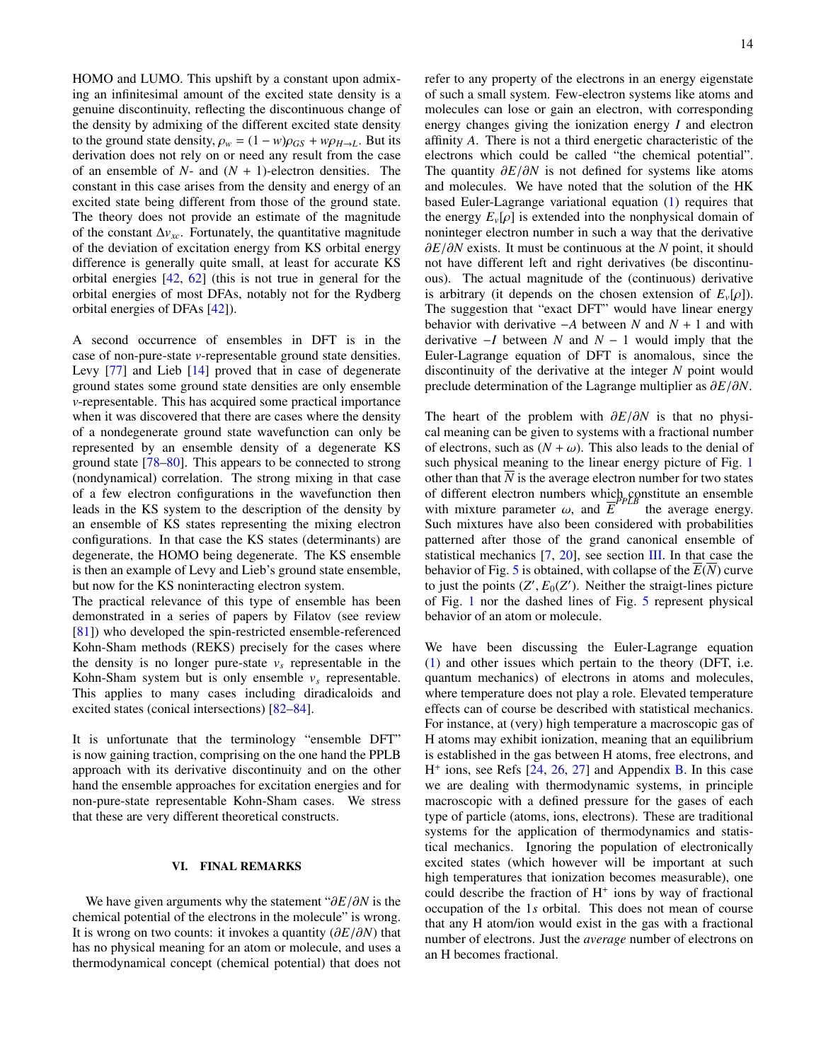HOMO and LUMO. This upshift by a constant upon admixing an infinitesimal amount of the excited state density is a genuine discontinuity, reflecting the discontinuous change of the density by admixing of the different excited state density to the ground state density, $\rho_w = (1-w)\rho_{GS} + w\rho_{H\to L}$. But its derivation does not rely on or need any result from the case of an ensemble of $N$- and $(N+1)$-electron densities. The constant in this case arises from the density and energy of an excited state being different from those of the ground state. The theory does not provide an estimate of the magnitude of the constant $\Delta v_{xc}$. Fortunately, the quantitative magnitude of the deviation of excitation energy from KS orbital energy difference is generally quite small, at least for accurate KS orbital energies [42, 62] (this is not true in general for the orbital energies of most DFAs, notably not for the Rydberg orbital energies of DFAs [42]).

A second occurrence of ensembles in DFT is in the case of non-pure-state $v$-representable ground state densities. Levy [77] and Lieb [14] proved that in case of degenerate ground states some ground state densities are only ensemble $v$-representable. This has acquired some practical importance when it was discovered that there are cases where the density of a nondegenerate ground state wavefunction can only be represented by an ensemble density of a degenerate KS ground state [78–80]. This appears to be connected to strong (nondynamical) correlation. The strong mixing in that case of a few electron configurations in the wavefunction then leads in the KS system to the description of the density by an ensemble of KS states representing the mixing electron configurations. In that case the KS states (determinants) are degenerate, the HOMO being degenerate. The KS ensemble is then an example of Levy and Lieb's ground state ensemble, but now for the KS noninteracting electron system.
The practical relevance of this type of ensemble has been demonstrated in a series of papers by Filatov (see review [81]) who developed the spin-restricted ensemble-referenced Kohn-Sham methods (REKS) precisely for the cases where the density is no longer pure-state $v_s$ representable in the Kohn-Sham system but is only ensemble $v_s$ representable. This applies to many cases including diradicaloids and excited states (conical intersections) [82–84].

It is unfortunate that the terminology "ensemble DFT" is now gaining traction, comprising on the one hand the PPLB approach with its derivative discontinuity and on the other hand the ensemble approaches for excitation energies and for non-pure-state representable Kohn-Sham cases. We stress that these are very different theoretical constructs.

## VI. FINAL REMARKS

We have given arguments why the statement "$\partial E/\partial N$ is the chemical potential of the electrons in the molecule" is wrong. It is wrong on two counts: it invokes a quantity ($\partial E/\partial N$) that has no physical meaning for an atom or molecule, and uses a thermodynamical concept (chemical potential) that does not refer to any property of the electrons in an energy eigenstate of such a small system. Few-electron systems like atoms and molecules can lose or gain an electron, with corresponding energy changes giving the ionization energy $I$ and electron affinity $A$. There is not a third energetic characteristic of the electrons which could be called "the chemical potential". The quantity $\partial E/\partial N$ is not defined for systems like atoms and molecules. We have noted that the solution of the HK based Euler-Lagrange variational equation (1) requires that the energy $E_v[\rho]$ is extended into the nonphysical domain of noninteger electron number in such a way that the derivative $\partial E/\partial N$ exists. It must be continuous at the $N$ point, it should not have different left and right derivatives (be discontinuous). The actual magnitude of the (continuous) derivative is arbitrary (it depends on the chosen extension of $E_v[\rho]$). The suggestion that "exact DFT" would have linear energy behavior with derivative $-A$ between $N$ and $N+1$ and with derivative $-I$ between $N$ and $N-1$ would imply that the Euler-Lagrange equation of DFT is anomalous, since the discontinuity of the derivative at the integer $N$ point would preclude determination of the Lagrange multiplier as $\partial E/\partial N$.

The heart of the problem with $\partial E/\partial N$ is that no physical meaning can be given to systems with a fractional number of electrons, such as $(N+\omega)$. This also leads to the denial of such physical meaning to the linear energy picture of Fig. 1 other than that $\overline{N}$ is the average electron number for two states of different electron numbers which constitute an ensemble with mixture parameter $\omega$, and $\overline{E}^{PPLB}$ the average energy. Such mixtures have also been considered with probabilities patterned after those of the grand canonical ensemble of statistical mechanics [7, 20], see section III. In that case the behavior of Fig. 5 is obtained, with collapse of the $\overline{E}(\overline{N})$ curve to just the points $(Z', E_0(Z')$. Neither the straigt-lines picture of Fig. 1 nor the dashed lines of Fig. 5 represent physical behavior of an atom or molecule.

We have been discussing the Euler-Lagrange equation (1) and other issues which pertain to the theory (DFT, i.e. quantum mechanics) of electrons in atoms and molecules, where temperature does not play a role. Elevated temperature effects can of course be described with statistical mechanics. For instance, at (very) high temperature a macroscopic gas of H atoms may exhibit ionization, meaning that an equilibrium is established in the gas between H atoms, free electrons, and $H^+$ ions, see Refs [24, 26, 27] and Appendix B. In this case we are dealing with thermodynamic systems, in principle macroscopic with a defined pressure for the gases of each type of particle (atoms, ions, electrons). These are traditional systems for the application of thermodynamics and statistical mechanics. Ignoring the population of electronically excited states (which however will be important at such high temperatures that ionization becomes measurable), one could describe the fraction of $H^+$ ions by way of fractional occupation of the 1$s$ orbital. This does not mean of course that any H atom/ion would exist in the gas with a fractional number of electrons. Just the *average* number of electrons on an H becomes fractional.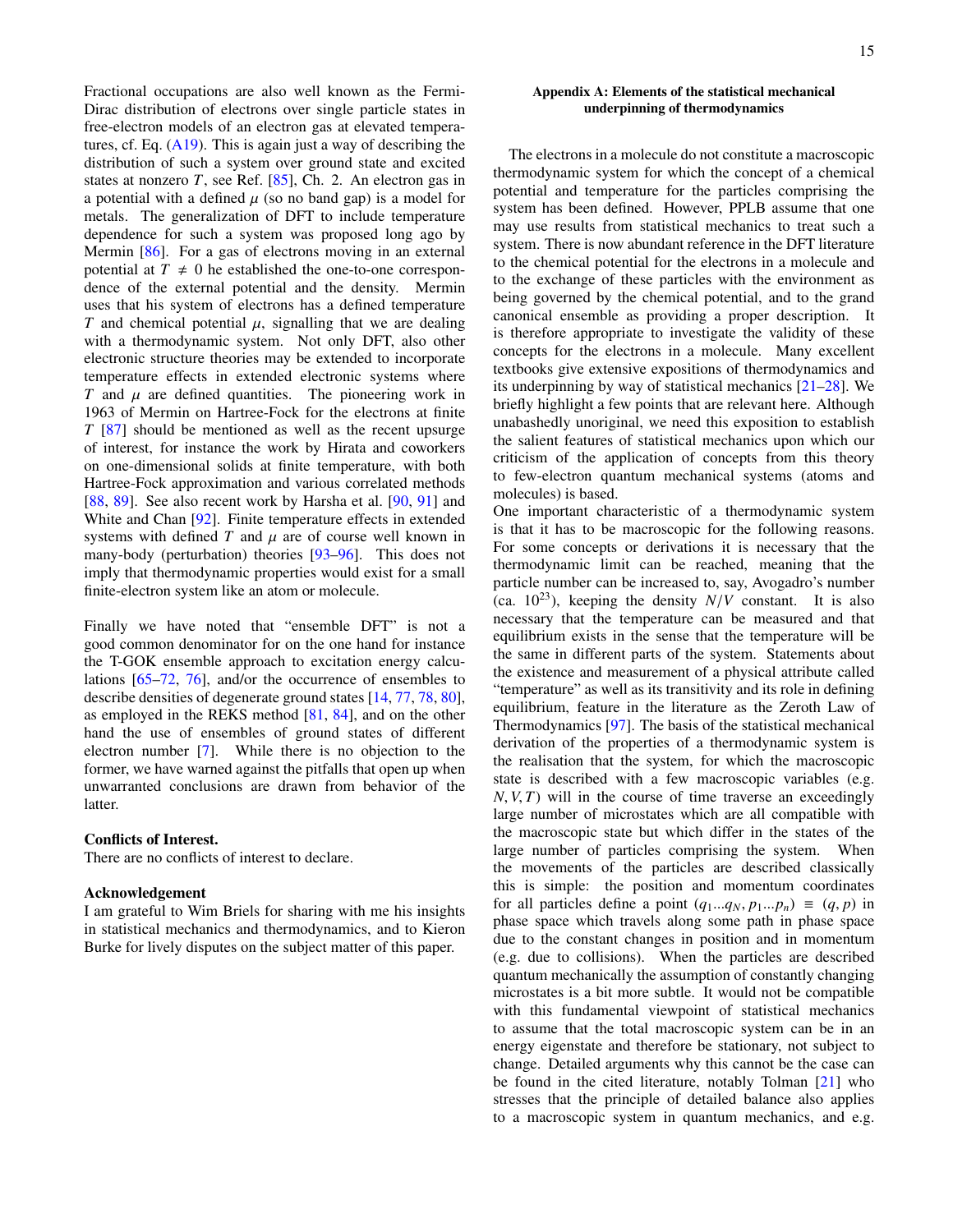Fractional occupations are also well known as the Fermi-Dirac distribution of electrons over single particle states in free-electron models of an electron gas at elevated temperatures, cf. Eq. (A19). This is again just a way of describing the distribution of such a system over ground state and excited states at nonzero $T$, see Ref. [85], Ch. 2. An electron gas in a potential with a defined $\mu$ (so no band gap) is a model for metals. The generalization of DFT to include temperature dependence for such a system was proposed long ago by Mermin [86]. For a gas of electrons moving in an external potential at $T \neq 0$ he established the one-to-one correspondence of the external potential and the density. Mermin uses that his system of electrons has a defined temperature $T$ and chemical potential $\mu$, signalling that we are dealing with a thermodynamic system. Not only DFT, also other electronic structure theories may be extended to incorporate temperature effects in extended electronic systems where $T$ and $\mu$ are defined quantities. The pioneering work in 1963 of Mermin on Hartree-Fock for the electrons at finite $T$ [87] should be mentioned as well as the recent upsurge of interest, for instance the work by Hirata and coworkers on one-dimensional solids at finite temperature, with both Hartree-Fock approximation and various correlated methods [88, 89]. See also recent work by Harsha et al. [90, 91] and White and Chan [92]. Finite temperature effects in extended systems with defined $T$ and $\mu$ are of course well known in many-body (perturbation) theories [93–96]. This does not imply that thermodynamic properties would exist for a small finite-electron system like an atom or molecule.

Finally we have noted that "ensemble DFT" is not a good common denominator for on the one hand for instance the T-GOK ensemble approach to excitation energy calculations [65–72, 76], and/or the occurrence of ensembles to describe densities of degenerate ground states [14, 77, 78, 80], as employed in the REKS method [81, 84], and on the other hand the use of ensembles of ground states of different electron number [7]. While there is no objection to the former, we have warned against the pitfalls that open up when unwarranted conclusions are drawn from behavior of the latter.

**Conflicts of Interest.**
There are no conflicts of interest to declare.

**Acknowledgement**
I am grateful to Wim Briels for sharing with me his insights in statistical mechanics and thermodynamics, and to Kieron Burke for lively disputes on the subject matter of this paper.

## Appendix A: Elements of the statistical mechanical underpinning of thermodynamics

The electrons in a molecule do not constitute a macroscopic thermodynamic system for which the concept of a chemical potential and temperature for the particles comprising the system has been defined. However, PPLB assume that one may use results from statistical mechanics to treat such a system. There is now abundant reference in the DFT literature to the chemical potential for the electrons in a molecule and to the exchange of these particles with the environment as being governed by the chemical potential, and to the grand canonical ensemble as providing a proper description. It is therefore appropriate to investigate the validity of these concepts for the electrons in a molecule. Many excellent textbooks give extensive expositions of thermodynamics and its underpinning by way of statistical mechanics [21–28]. We briefly highlight a few points that are relevant here. Although unabashedly unoriginal, we need this exposition to establish the salient features of statistical mechanics upon which our criticism of the application of concepts from this theory to few-electron quantum mechanical systems (atoms and molecules) is based.
One important characteristic of a thermodynamic system is that it has to be macroscopic for the following reasons. For some concepts or derivations it is necessary that the thermodynamic limit can be reached, meaning that the particle number can be increased to, say, Avogadro's number (ca. $10^{23}$), keeping the density $N/V$ constant. It is also necessary that the temperature can be measured and that equilibrium exists in the sense that the temperature will be the same in different parts of the system. Statements about the existence and measurement of a physical attribute called "temperature" as well as its transitivity and its role in defining equilibrium, feature in the literature as the Zeroth Law of Thermodynamics [97]. The basis of the statistical mechanical derivation of the properties of a thermodynamic system is the realisation that the system, for which the macroscopic state is described with a few macroscopic variables (e.g. $N, V, T$) will in the course of time traverse an exceedingly large number of microstates which are all compatible with the macroscopic state but which differ in the states of the large number of particles comprising the system. When the movements of the particles are described classically this is simple: the position and momentum coordinates for all particles define a point $(q_1...q_N, p_1...p_n) \equiv (q, p)$ in phase space which travels along some path in phase space due to the constant changes in position and in momentum (e.g. due to collisions). When the particles are described quantum mechanically the assumption of constantly changing microstates is a bit more subtle. It would not be compatible with this fundamental viewpoint of statistical mechanics to assume that the total macroscopic system can be in an energy eigenstate and therefore be stationary, not subject to change. Detailed arguments why this cannot be the case can be found in the cited literature, notably Tolman [21] who stresses that the principle of detailed balance also applies to a macroscopic system in quantum mechanics, and e.g.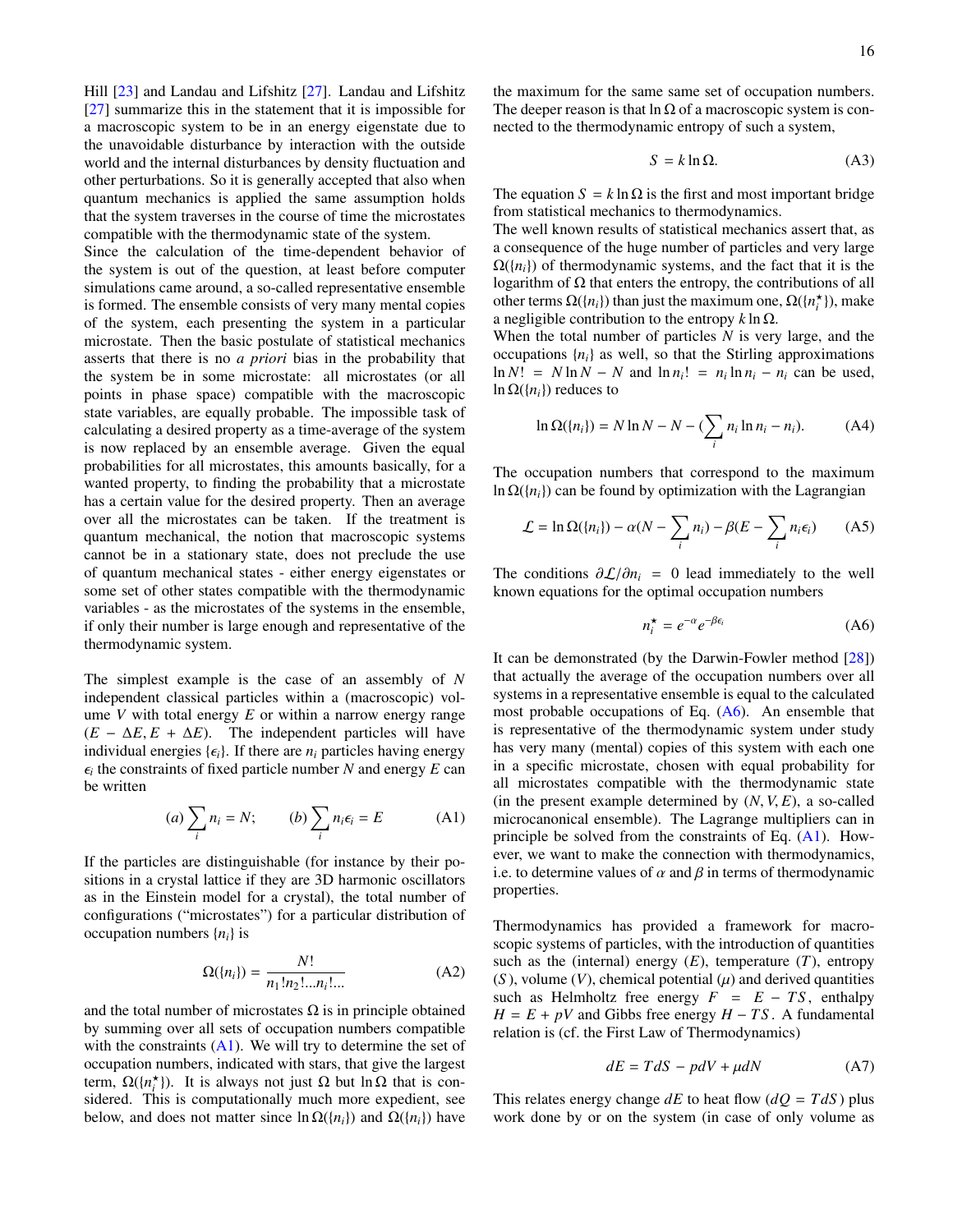Hill [23] and Landau and Lifshitz [27]. Landau and Lifshitz [27] summarize this in the statement that it is impossible for a macroscopic system to be in an energy eigenstate due to the unavoidable disturbance by interaction with the outside world and the internal disturbances by density fluctuation and other perturbations. So it is generally accepted that also when quantum mechanics is applied the same assumption holds that the system traverses in the course of time the microstates compatible with the thermodynamic state of the system.
Since the calculation of the time-dependent behavior of the system is out of the question, at least before computer simulations came around, a so-called representative ensemble is formed. The ensemble consists of very many mental copies of the system, each presenting the system in a particular microstate. Then the basic postulate of statistical mechanics asserts that there is no *a priori* bias in the probability that the system be in some microstate: all microstates (or all points in phase space) compatible with the macroscopic state variables, are equally probable. The impossible task of calculating a desired property as a time-average of the system is now replaced by an ensemble average. Given the equal probabilities for all microstates, this amounts basically, for a wanted property, to finding the probability that a microstate has a certain value for the desired property. Then an average over all the microstates can be taken. If the treatment is quantum mechanical, the notion that macroscopic systems cannot be in a stationary state, does not preclude the use of quantum mechanical states - either energy eigenstates or some set of other states compatible with the thermodynamic variables - as the microstates of the systems in the ensemble, if only their number is large enough and representative of the thermodynamic system.

The simplest example is the case of an assembly of $N$ independent classical particles within a (macroscopic) volume $V$ with total energy $E$ or within a narrow energy range $(E - \Delta E, E + \Delta E)$. The independent particles will have individual energies $\{\epsilon_i\}$. If there are $n_i$ particles having energy $\epsilon_i$ the constraints of fixed particle number $N$ and energy $E$ can be written

$$(a) \sum_i n_i = N; \qquad (b) \sum_i n_i \epsilon_i = E \tag{A1}$$

If the particles are distinguishable (for instance by their positions in a crystal lattice if they are 3D harmonic oscillators as in the Einstein model for a crystal), the total number of configurations ("microstates") for a particular distribution of occupation numbers $\{n_i\}$ is

$$\Omega(\{n_i\}) = \frac{N!}{n_1! n_2! ... n_i! ...} \tag{A2}$$

and the total number of microstates $\Omega$ is in principle obtained by summing over all sets of occupation numbers compatible with the constraints (A1). We will try to determine the set of occupation numbers, indicated with stars, that give the largest term, $\Omega(\{n_i^\star\})$. It is always not just $\Omega$ but $\ln \Omega$ that is considered. This is computationally much more expedient, see below, and does not matter since $\ln \Omega(\{n_i\})$ and $\Omega(\{n_i\})$ have the maximum for the same same set of occupation numbers. The deeper reason is that $\ln \Omega$ of a macroscopic system is connected to the thermodynamic entropy of such a system,

$$S = k \ln \Omega. \tag{A3}$$

The equation $S = k \ln \Omega$ is the first and most important bridge from statistical mechanics to thermodynamics.
The well known results of statistical mechanics assert that, as a consequence of the huge number of particles and very large $\Omega(\{n_i\})$ of thermodynamic systems, and the fact that it is the logarithm of $\Omega$ that enters the entropy, the contributions of all other terms $\Omega(\{n_i\})$ than just the maximum one, $\Omega(\{n_i^\star\})$, make a negligible contribution to the entropy $k \ln \Omega$.
When the total number of particles $N$ is very large, and the occupations $\{n_i\}$ as well, so that the Stirling approximations $\ln N! = N \ln N - N$ and $\ln n_i! = n_i \ln n_i - n_i$ can be used, $\ln \Omega(\{n_i\})$ reduces to

$$\ln \Omega(\{n_i\}) = N \ln N - N - (\sum_i n_i \ln n_i - n_i). \tag{A4}$$

The occupation numbers that correspond to the maximum $\ln \Omega(\{n_i\})$ can be found by optimization with the Lagrangian

$$\mathcal{L} = \ln \Omega(\{n_i\}) - \alpha(N - \sum_i n_i) - \beta(E - \sum_i n_i \epsilon_i) \tag{A5}$$

The conditions $\partial \mathcal{L} / \partial n_i = 0$ lead immediately to the well known equations for the optimal occupation numbers

$$n_i^\star = e^{-\alpha} e^{-\beta \epsilon_i} \tag{A6}$$

It can be demonstrated (by the Darwin-Fowler method [28]) that actually the average of the occupation numbers over all systems in a representative ensemble is equal to the calculated most probable occupations of Eq. (A6). An ensemble that is representative of the thermodynamic system under study has very many (mental) copies of this system with each one in a specific microstate, chosen with equal probability for all microstates compatible with the thermodynamic state (in the present example determined by $(N, V, E)$, a so-called microcanonical ensemble). The Lagrange multipliers can in principle be solved from the constraints of Eq. (A1). However, we want to make the connection with thermodynamics, i.e. to determine values of $\alpha$ and $\beta$ in terms of thermodynamic properties.

Thermodynamics has provided a framework for macroscopic systems of particles, with the introduction of quantities such as the (internal) energy ($E$), temperature ($T$), entropy ($S$), volume ($V$), chemical potential ($\mu$) and derived quantities such as Helmholtz free energy $F = E - TS$, enthalpy $H = E + pV$ and Gibbs free energy $H - TS$. A fundamental relation is (cf. the First Law of Thermodynamics)

$$dE = TdS - pdV + \mu dN \tag{A7}$$

This relates energy change $dE$ to heat flow ($dQ = TdS$) plus work done by or on the system (in case of only volume as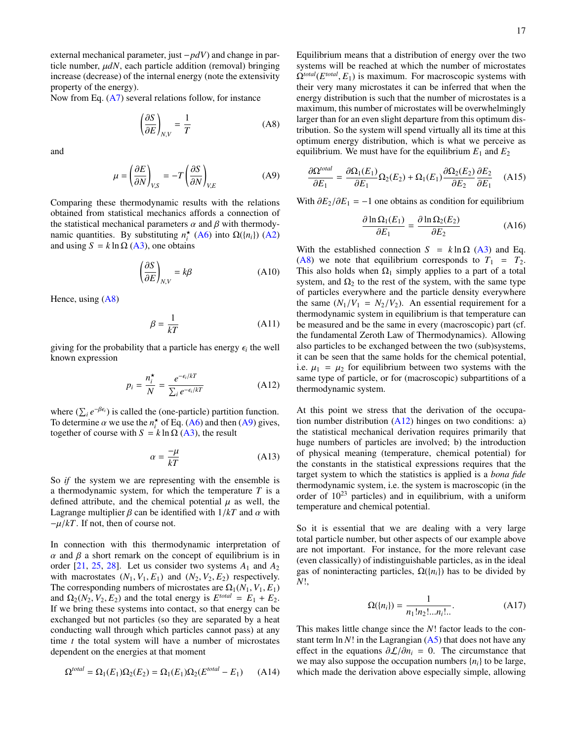external mechanical parameter, just $-pdV$) and change in particle number, $\mu dN$, each particle addition (removal) bringing increase (decrease) of the internal energy (note the extensivity property of the energy).
Now from Eq. (A7) several relations follow, for instance

$$\left(\frac{\partial S}{\partial E}\right)_{N,V} = \frac{1}{T} \tag{A8}$$

and

$$\mu = \left(\frac{\partial E}{\partial N}\right)_{V,S} = -T\left(\frac{\partial S}{\partial N}\right)_{V,E} \tag{A9}$$

Comparing these thermodynamic results with the relations obtained from statistical mechanics affords a connection of the statistical mechanical parameters $\alpha$ and $\beta$ with thermodynamic quantities. By substituting $n_i^\star$ (A6) into $\Omega(\{n_i\})$ (A2) and using $S = k\ln\Omega$ (A3), one obtains

$$\left(\frac{\partial S}{\partial E}\right)_{N,V} = k\beta \tag{A10}$$

Hence, using (A8)

$$\beta = \frac{1}{kT} \tag{A11}$$

giving for the probability that a particle has energy $\epsilon_i$ the well known expression

$$p_i = \frac{n_i^\star}{N} = \frac{e^{-\epsilon_i/kT}}{\sum_i e^{-\epsilon_i/kT}} \tag{A12}$$

where $(\sum_i e^{-\beta\epsilon_i})$ is called the (one-particle) partition function. To determine $\alpha$ we use the $n_i^\star$ of Eq. (A6) and then (A9) gives, together of course with $S = k\ln\Omega$ (A3), the result

$$\alpha = \frac{-\mu}{kT} \tag{A13}$$

So *if* the system we are representing with the ensemble is a thermodynamic system, for which the temperature $T$ is a defined attribute, and the chemical potential $\mu$ as well, the Lagrange multiplier $\beta$ can be identified with $1/kT$ and $\alpha$ with $-\mu/kT$. If not, then of course not.

In connection with this thermodynamic interpretation of $\alpha$ and $\beta$ a short remark on the concept of equilibrium is in order [21, 25, 28]. Let us consider two systems $A_1$ and $A_2$ with macrostates $(N_1, V_1, E_1)$ and $(N_2, V_2, E_2)$ respectively. The corresponding numbers of microstates are $\Omega_1(N_1, V_1, E_1)$ and $\Omega_2(N_2, V_2, E_2)$ and the total energy is $E^{total} = E_1 + E_2$. If we bring these systems into contact, so that energy can be exchanged but not particles (so they are separated by a heat conducting wall through which particles cannot pass) at any time $t$ the total system will have a number of microstates dependent on the energies at that moment

$$\Omega^{total} = \Omega_1(E_1)\Omega_2(E_2) = \Omega_1(E_1)\Omega_2(E^{total} - E_1) \tag{A14}$$

Equilibrium means that a distribution of energy over the two systems will be reached at which the number of microstates $\Omega^{total}(E^{total}, E_1)$ is maximum. For macroscopic systems with their very many microstates it can be inferred that when the energy distribution is such that the number of microstates is a maximum, this number of microstates will be overwhelmingly larger than for an even slight departure from this optimum distribution. So the system will spend virtually all its time at this optimum energy distribution, which is what we perceive as equilibrium. We must have for the equilibrium $E_1$ and $E_2$

$$\frac{\partial\Omega^{total}}{\partial E_1} = \frac{\partial\Omega_1(E_1)}{\partial E_1}\Omega_2(E_2) + \Omega_1(E_1)\frac{\partial\Omega_2(E_2)}{\partial E_2}\frac{\partial E_2}{\partial E_1} \tag{A15}$$

With $\partial E_2/\partial E_1 = -1$ one obtains as condition for equilibrium

$$\frac{\partial\ln\Omega_1(E_1)}{\partial E_1} = \frac{\partial\ln\Omega_2(E_2)}{\partial E_2} \tag{A16}$$

With the established connection $S = k\ln\Omega$ (A3) and Eq. (A8) we note that equilibrium corresponds to $T_1 = T_2$. This also holds when $\Omega_1$ simply applies to a part of a total system, and $\Omega_2$ to the rest of the system, with the same type of particles everywhere and the particle density everywhere the same ($N_1/V_1 = N_2/V_2$). An essential requirement for a thermodynamic system in equilibrium is that temperature can be measured and be the same in every (macroscopic) part (cf. the fundamental Zeroth Law of Thermodynamics). Allowing also particles to be exchanged between the two (sub)systems, it can be seen that the same holds for the chemical potential, i.e. $\mu_1 = \mu_2$ for equilibrium between two systems with the same type of particle, or for (macroscopic) subpartitions of a thermodynamic system.

At this point we stress that the derivation of the occupation number distribution (A12) hinges on two conditions: a) the statistical mechanical derivation requires primarily that huge numbers of particles are involved; b) the introduction of physical meaning (temperature, chemical potential) for the constants in the statistical expressions requires that the target system to which the statistics is applied is a *bona fide* thermodynamic system, i.e. the system is macroscopic (in the order of $10^{23}$ particles) and in equilibrium, with a uniform temperature and chemical potential.

So it is essential that we are dealing with a very large total particle number, but other aspects of our example above are not important. For instance, for the more relevant case (even classically) of indistinguishable particles, as in the ideal gas of noninteracting particles, $\Omega(\{n_i\})$ has to be divided by $N!$,

$$\Omega(\{n_i\}) = \frac{1}{n_1!n_2!...n_i!..}. \tag{A17}$$

This makes little change since the $N!$ factor leads to the constant term $\ln N!$ in the Lagrangian (A5) that does not have any effect in the equations $\partial\mathcal{L}/\partial n_i = 0$. The circumstance that we may also suppose the occupation numbers $\{n_i\}$ to be large, which made the derivation above especially simple, allowing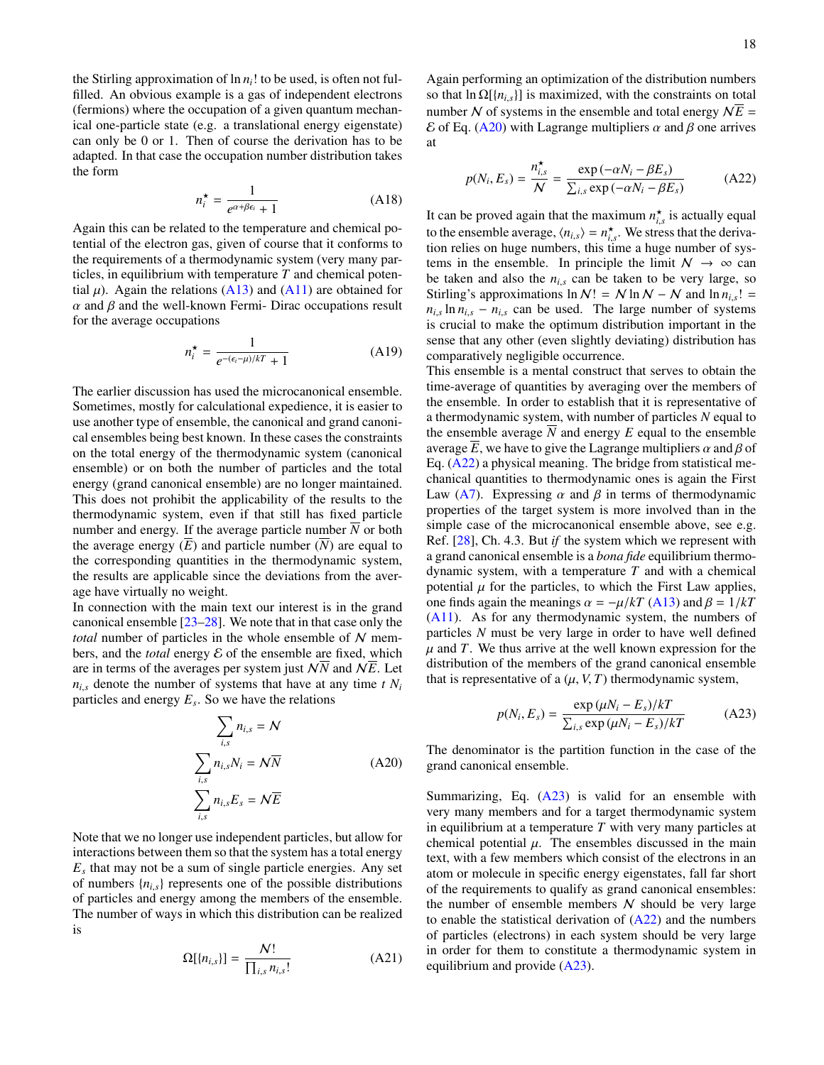the Stirling approximation of $\ln n_i!$ to be used, is often not fulfilled. An obvious example is a gas of independent electrons (fermions) where the occupation of a given quantum mechanical one-particle state (e.g. a translational energy eigenstate) can only be 0 or 1. Then of course the derivation has to be adapted. In that case the occupation number distribution takes the form

$$n_i^\star = \frac{1}{e^{\alpha+\beta\epsilon_i}+1} \tag{A18}$$

Again this can be related to the temperature and chemical potential of the electron gas, given of course that it conforms to the requirements of a thermodynamic system (very many particles, in equilibrium with temperature $T$ and chemical potential $\mu$). Again the relations (A13) and (A11) are obtained for $\alpha$ and $\beta$ and the well-known Fermi- Dirac occupations result for the average occupations

$$n_i^\star = \frac{1}{e^{-(\epsilon_i-\mu)/kT}+1} \tag{A19}$$

The earlier discussion has used the microcanonical ensemble. Sometimes, mostly for calculational expedience, it is easier to use another type of ensemble, the canonical and grand canonical ensembles being best known. In these cases the constraints on the total energy of the thermodynamic system (canonical ensemble) or on both the number of particles and the total energy (grand canonical ensemble) are no longer maintained. This does not prohibit the applicability of the results to the thermodynamic system, even if that still has fixed particle number and energy. If the average particle number $\overline{N}$ or both the average energy ($\overline{E}$) and particle number ($\overline{N}$) are equal to the corresponding quantities in the thermodynamic system, the results are applicable since the deviations from the average have virtually no weight.

In connection with the main text our interest is in the grand canonical ensemble [23–28]. We note that in that case only the *total* number of particles in the whole ensemble of $\mathcal{N}$ members, and the *total* energy $\mathcal{E}$ of the ensemble are fixed, which are in terms of the averages per system just $\mathcal{N}\overline{N}$ and $\mathcal{N}\overline{E}$. Let $n_{i,s}$ denote the number of systems that have at any time $t$ $N_i$ particles and energy $E_s$. So we have the relations

$$\begin{aligned}\sum_{i,s} n_{i,s} &= \mathcal{N} \\ \sum_{i,s} n_{i,s}N_i &= \mathcal{N}\overline{N} \\ \sum_{i,s} n_{i,s}E_s &= \mathcal{N}\overline{E}\end{aligned} \tag{A20}$$

Note that we no longer use independent particles, but allow for interactions between them so that the system has a total energy $E_s$ that may not be a sum of single particle energies. Any set of numbers $\{n_{i,s}\}$ represents one of the possible distributions of particles and energy among the members of the ensemble. The number of ways in which this distribution can be realized is

$$\Omega[\{n_{i,s}\}] = \frac{\mathcal{N}!}{\prod_{i,s} n_{i,s}!} \tag{A21}$$

Again performing an optimization of the distribution numbers so that $\ln\Omega[\{n_{i,s}\}]$ is maximized, with the constraints on total number $\mathcal{N}$ of systems in the ensemble and total energy $\mathcal{N}\overline{E} = \mathcal{E}$ of Eq. (A20) with Lagrange multipliers $\alpha$ and $\beta$ one arrives at

$$p(N_i, E_s) = \frac{n_{i,s}^\star}{\mathcal{N}} = \frac{\exp\left(-\alpha N_i - \beta E_s\right)}{\sum_{i,s}\exp\left(-\alpha N_i - \beta E_s\right)} \tag{A22}$$

It can be proved again that the maximum $n_{i,s}^\star$ is actually equal to the ensemble average, $\langle n_{i,s}\rangle = n_{i,s}^\star$. We stress that the derivation relies on huge numbers, this time a huge number of systems in the ensemble. In principle the limit $\mathcal{N} \to \infty$ can be taken and also the $n_{i,s}$ can be taken to be very large, so Stirling's approximations $\ln\mathcal{N}! = \mathcal{N}\ln\mathcal{N} - \mathcal{N}$ and $\ln n_{i,s}! = n_{i,s}\ln n_{i,s} - n_{i,s}$ can be used. The large number of systems is crucial to make the optimum distribution important in the sense that any other (even slightly deviating) distribution has comparatively negligible occurrence.

This ensemble is a mental construct that serves to obtain the time-average of quantities by averaging over the members of the ensemble. In order to establish that it is representative of a thermodynamic system, with number of particles $N$ equal to the ensemble average $\overline{N}$ and energy $E$ equal to the ensemble average $\overline{E}$, we have to give the Lagrange multipliers $\alpha$ and $\beta$ of Eq. (A22) a physical meaning. The bridge from statistical mechanical quantities to thermodynamic ones is again the First Law (A7). Expressing $\alpha$ and $\beta$ in terms of thermodynamic properties of the target system is more involved than in the simple case of the microcanonical ensemble above, see e.g. Ref. [28], Ch. 4.3. But *if* the system which we represent with a grand canonical ensemble is a *bona fide* equilibrium thermodynamic system, with a temperature $T$ and with a chemical potential $\mu$ for the particles, to which the First Law applies, one finds again the meanings $\alpha = -\mu/kT$ (A13) and $\beta = 1/kT$ (A11). As for any thermodynamic system, the numbers of particles $N$ must be very large in order to have well defined $\mu$ and $T$. We thus arrive at the well known expression for the distribution of the members of the grand canonical ensemble that is representative of a $(\mu, V, T)$ thermodynamic system,

$$p(N_i, E_s) = \frac{\exp\left(\mu N_i - E_s\right)/kT}{\sum_{i,s}\exp\left(\mu N_i - E_s\right)/kT} \tag{A23}$$

The denominator is the partition function in the case of the grand canonical ensemble.

Summarizing, Eq. (A23) is valid for an ensemble with very many members and for a target thermodynamic system in equilibrium at a temperature $T$ with very many particles at chemical potential $\mu$. The ensembles discussed in the main text, with a few members which consist of the electrons in an atom or molecule in specific energy eigenstates, fall far short of the requirements to qualify as grand canonical ensembles: the number of ensemble members $\mathcal{N}$ should be very large to enable the statistical derivation of (A22) and the numbers of particles (electrons) in each system should be very large in order for them to constitute a thermodynamic system in equilibrium and provide (A23).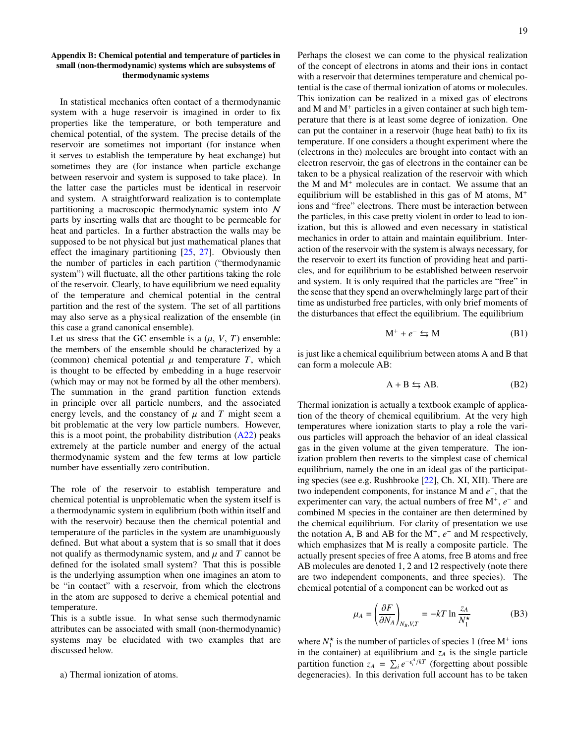### Appendix B: Chemical potential and temperature of particles in small (non-thermodynamic) systems which are subsystems of thermodynamic systems

In statistical mechanics often contact of a thermodynamic system with a huge reservoir is imagined in order to fix properties like the temperature, or both temperature and chemical potential, of the system. The precise details of the reservoir are sometimes not important (for instance when it serves to establish the temperature by heat exchange) but sometimes they are (for instance when particle exchange between reservoir and system is supposed to take place). In the latter case the particles must be identical in reservoir and system. A straightforward realization is to contemplate partitioning a macroscopic thermodynamic system into $\mathcal{N}$ parts by inserting walls that are thought to be permeable for heat and particles. In a further abstraction the walls may be supposed to be not physical but just mathematical planes that effect the imaginary partitioning [25, 27]. Obviously then the number of particles in each partition ("thermodynamic system") will fluctuate, all the other partitions taking the role of the reservoir. Clearly, to have equilibrium we need equality of the temperature and chemical potential in the central partition and the rest of the system. The set of all partitions may also serve as a physical realization of the ensemble (in this case a grand canonical ensemble).

Let us stress that the GC ensemble is a ($\mu$, $V$, $T$) ensemble: the members of the ensemble should be characterized by a (common) chemical potential $\mu$ and temperature $T$, which is thought to be effected by embedding in a huge reservoir (which may or may not be formed by all the other members). The summation in the grand partition function extends in principle over all particle numbers, and the associated energy levels, and the constancy of $\mu$ and $T$ might seem a bit problematic at the very low particle numbers. However, this is a moot point, the probability distribution (A22) peaks extremely at the particle number and energy of the actual thermodynamic system and the few terms at low particle number have essentially zero contribution.

The role of the reservoir to establish temperature and chemical potential is unproblematic when the system itself is a thermodynamic system in equlibrium (both within itself and with the reservoir) because then the chemical potential and temperature of the particles in the system are unambiguously defined. But what about a system that is so small that it does not qualify as thermodynamic system, and $\mu$ and $T$ cannot be defined for the isolated small system? That this is possible is the underlying assumption when one imagines an atom to be "in contact" with a reservoir, from which the electrons in the atom are supposed to derive a chemical potential and temperature.

This is a subtle issue. In what sense such thermodynamic attributes can be associated with small (non-thermodynamic) systems may be elucidated with two examples that are discussed below.

a) Thermal ionization of atoms.

Perhaps the closest we can come to the physical realization of the concept of electrons in atoms and their ions in contact with a reservoir that determines temperature and chemical potential is the case of thermal ionization of atoms or molecules. This ionization can be realized in a mixed gas of electrons and M and $M^+$ particles in a given container at such high temperature that there is at least some degree of ionization. One can put the container in a reservoir (huge heat bath) to fix its temperature. If one considers a thought experiment where the (electrons in the) molecules are brought into contact with an electron reservoir, the gas of electrons in the container can be taken to be a physical realization of the reservoir with which the M and $M^+$ molecules are in contact. We assume that an equilibrium will be established in this gas of M atoms, $M^+$ ions and "free" electrons. There must be interaction between the particles, in this case pretty violent in order to lead to ionization, but this is allowed and even necessary in statistical mechanics in order to attain and maintain equilibrium. Interaction of the reservoir with the system is always necessary, for the reservoir to exert its function of providing heat and particles, and for equilibrium to be established between reservoir and system. It is only required that the particles are "free" in the sense that they spend an overwhelmingly large part of their time as undisturbed free particles, with only brief moments of the disturbances that effect the equilibrium. The equilibrium

$$M^+ + e^- \leftrightarrows M \tag{B1}$$

is just like a chemical equilibrium between atoms A and B that can form a molecule AB:

$$A + B \leftrightarrows AB. \tag{B2}$$

Thermal ionization is actually a textbook example of application of the theory of chemical equilibrium. At the very high temperatures where ionization starts to play a role the various particles will approach the behavior of an ideal classical gas in the given volume at the given temperature. The ionization problem then reverts to the simplest case of chemical equilibrium, namely the one in an ideal gas of the participating species (see e.g. Rushbrooke [22], Ch. XI, XII). There are two independent components, for instance M and $e^-$, that the experimenter can vary, the actual numbers of free $M^+$, $e^-$ and combined M species in the container are then determined by the chemical equilibrium. For clarity of presentation we use the notation A, B and AB for the $M^+$, $e^-$ and M respectively, which emphasizes that M is really a composite particle. The actually present species of free A atoms, free B atoms and free AB molecules are denoted 1, 2 and 12 respectively (note there are two independent components, and three species). The chemical potential of a component can be worked out as

$$\mu_A = \left(\frac{\partial F}{\partial N_A}\right)_{N_B,V,T} = -kT \ln \frac{z_A}{N_1^\star} \tag{B3}$$

where $N_1^\star$ is the number of particles of species 1 (free $M^+$ ions in the container) at equilibrium and $z_A$ is the single particle partition function $z_A = \sum_i e^{-\epsilon_i^A/kT}$ (forgetting about possible degeneracies). In this derivation full account has to be taken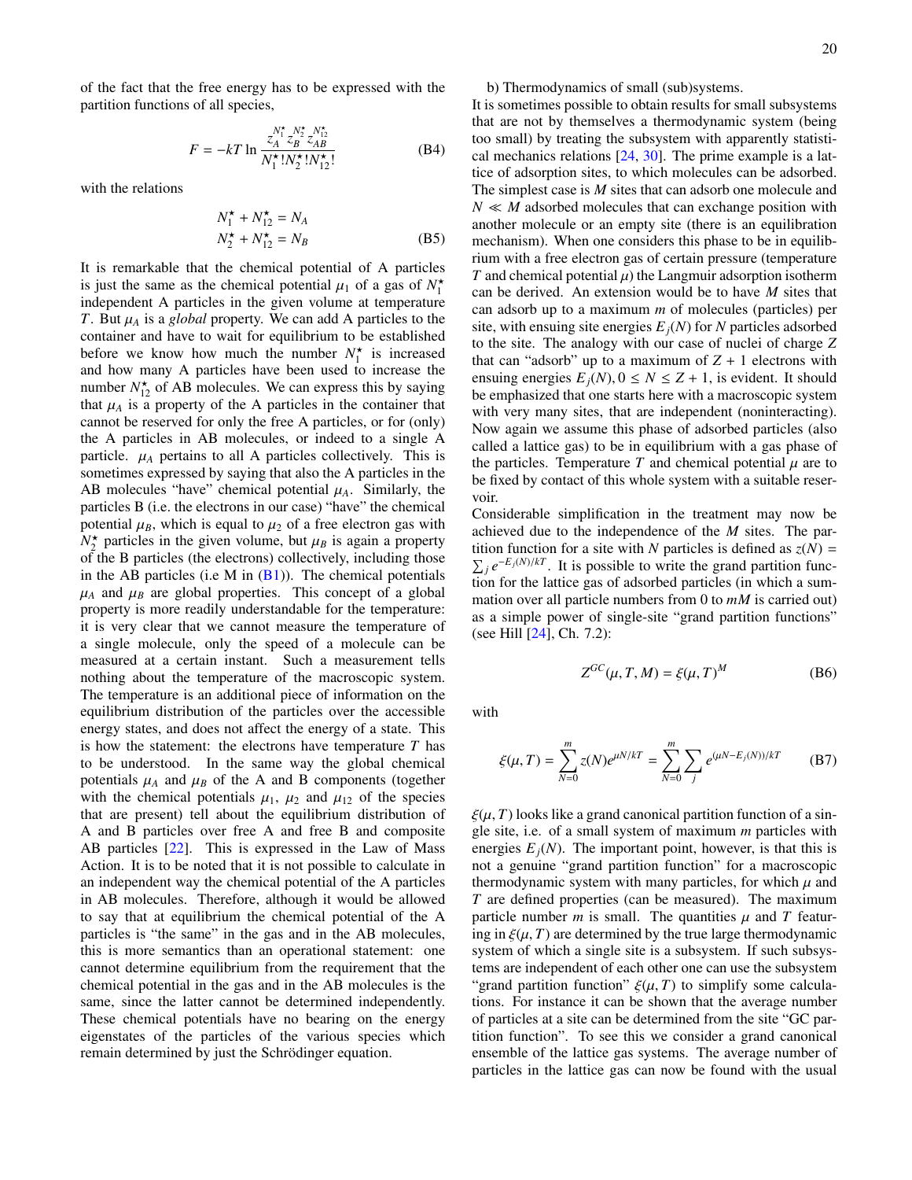of the fact that the free energy has to be expressed with the partition functions of all species,

$$F = -kT \ln \frac{z_A^{N_1^\star} z_B^{N_2^\star} z_{AB}^{N_{12}^\star}}{N_1^\star! N_2^\star! N_{12}^\star!} \tag{B4}$$

with the relations

$$\begin{aligned} N_1^\star + N_{12}^\star &= N_A \\ N_2^\star + N_{12}^\star &= N_B \end{aligned} \tag{B5}$$

It is remarkable that the chemical potential of A particles is just the same as the chemical potential $\mu_1$ of a gas of $N_1^\star$ independent A particles in the given volume at temperature $T$. But $\mu_A$ is a *global* property. We can add A particles to the container and have to wait for equilibrium to be established before we know how much the number $N_1^\star$ is increased and how many A particles have been used to increase the number $N_{12}^\star$ of AB molecules. We can express this by saying that $\mu_A$ is a property of the A particles in the container that cannot be reserved for only the free A particles, or for (only) the A particles in AB molecules, or indeed to a single A particle. $\mu_A$ pertains to all A particles collectively. This is sometimes expressed by saying that also the A particles in the AB molecules "have" chemical potential $\mu_A$. Similarly, the particles B (i.e. the electrons in our case) "have" the chemical potential $\mu_B$, which is equal to $\mu_2$ of a free electron gas with $N_2^\star$ particles in the given volume, but $\mu_B$ is again a property of the B particles (the electrons) collectively, including those in the AB particles (i.e M in (B1)). The chemical potentials $\mu_A$ and $\mu_B$ are global properties. This concept of a global property is more readily understandable for the temperature: it is very clear that we cannot measure the temperature of a single molecule, only the speed of a molecule can be measured at a certain instant. Such a measurement tells nothing about the temperature of the macroscopic system. The temperature is an additional piece of information on the equilibrium distribution of the particles over the accessible energy states, and does not affect the energy of a state. This is how the statement: the electrons have temperature $T$ has to be understood. In the same way the global chemical potentials $\mu_A$ and $\mu_B$ of the A and B components (together with the chemical potentials $\mu_1$, $\mu_2$ and $\mu_{12}$ of the species that are present) tell about the equilibrium distribution of A and B particles over free A and free B and composite AB particles [22]. This is expressed in the Law of Mass Action. It is to be noted that it is not possible to calculate in an independent way the chemical potential of the A particles in AB molecules. Therefore, although it would be allowed to say that at equilibrium the chemical potential of the A particles is "the same" in the gas and in the AB molecules, this is more semantics than an operational statement: one cannot determine equilibrium from the requirement that the chemical potential in the gas and in the AB molecules is the same, since the latter cannot be determined independently. These chemical potentials have no bearing on the energy eigenstates of the particles of the various species which remain determined by just the Schrödinger equation.

b) Thermodynamics of small (sub)systems.

It is sometimes possible to obtain results for small subsystems that are not by themselves a thermodynamic system (being too small) by treating the subsystem with apparently statistical mechanics relations [24, 30]. The prime example is a lattice of adsorption sites, to which molecules can be adsorbed. The simplest case is $M$ sites that can adsorb one molecule and $N \ll M$ adsorbed molecules that can exchange position with another molecule or an empty site (there is an equilibration mechanism). When one considers this phase to be in equilibrium with a free electron gas of certain pressure (temperature $T$ and chemical potential $\mu$) the Langmuir adsorption isotherm can be derived. An extension would be to have $M$ sites that can adsorb up to a maximum $m$ of molecules (particles) per site, with ensuing site energies $E_j(N)$ for $N$ particles adsorbed to the site. The analogy with our case of nuclei of charge $Z$ that can "adsorb" up to a maximum of $Z+1$ electrons with ensuing energies $E_j(N), 0 \leq N \leq Z+1$, is evident. It should be emphasized that one starts here with a macroscopic system with very many sites, that are independent (noninteracting). Now again we assume this phase of adsorbed particles (also called a lattice gas) to be in equilibrium with a gas phase of the particles. Temperature $T$ and chemical potential $\mu$ are to be fixed by contact of this whole system with a suitable reservoir.

Considerable simplification in the treatment may now be achieved due to the independence of the $M$ sites. The partition function for a site with $N$ particles is defined as $z(N) = \sum_j e^{-E_j(N)/kT}$. It is possible to write the grand partition function for the lattice gas of adsorbed particles (in which a summation over all particle numbers from 0 to $mM$ is carried out) as a simple power of single-site "grand partition functions" (see Hill [24], Ch. 7.2):

$$Z^{GC}(\mu, T, M) = \xi(\mu, T)^M \tag{B6}$$

with

$$\xi(\mu, T) = \sum_{N=0}^{m} z(N) e^{\mu N/kT} = \sum_{N=0}^{m} \sum_j e^{(\mu N - E_j(N))/kT} \tag{B7}$$

$\xi(\mu, T)$ looks like a grand canonical partition function of a single site, i.e. of a small system of maximum $m$ particles with energies $E_j(N)$. The important point, however, is that this is not a genuine "grand partition function" for a macroscopic thermodynamic system with many particles, for which $\mu$ and $T$ are defined properties (can be measured). The maximum particle number $m$ is small. The quantities $\mu$ and $T$ featuring in $\xi(\mu, T)$ are determined by the true large thermodynamic system of which a single site is a subsystem. If such subsystems are independent of each other one can use the subsystem "grand partition function" $\xi(\mu, T)$ to simplify some calculations. For instance it can be shown that the average number of particles at a site can be determined from the site "GC partition function". To see this we consider a grand canonical ensemble of the lattice gas systems. The average number of particles in the lattice gas can now be found with the usual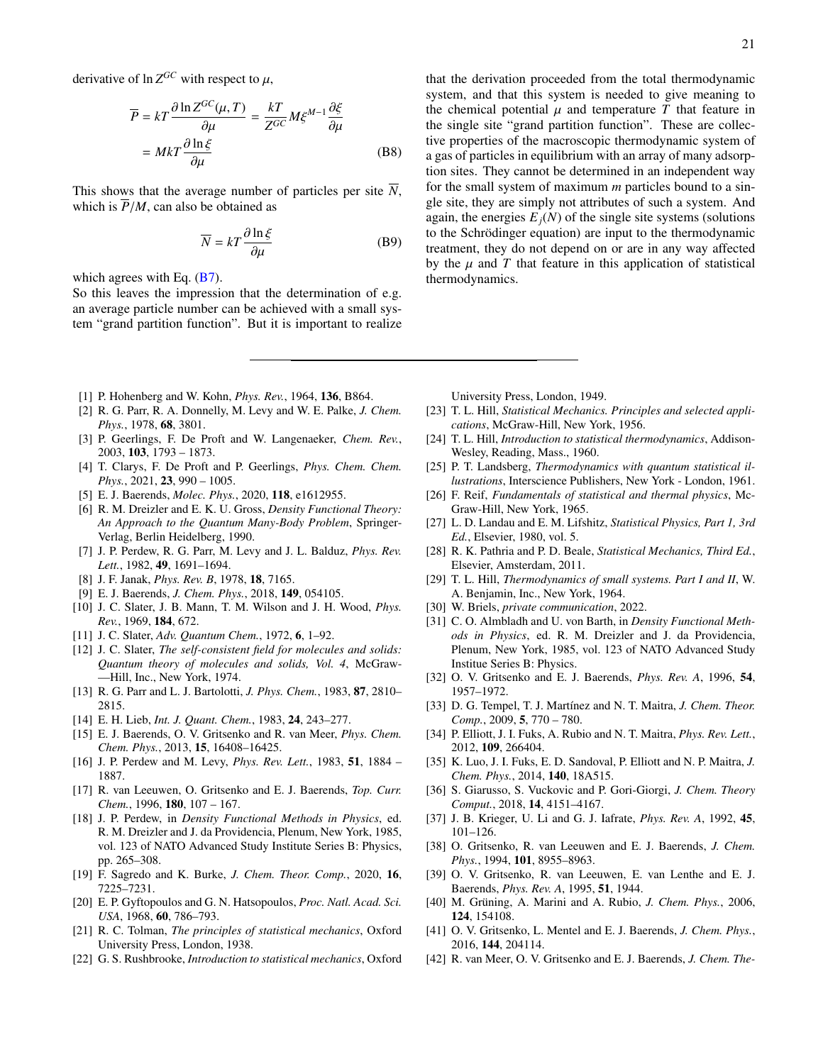derivative of $\ln Z^{GC}$ with respect to $\mu$,

$$
\begin{aligned}
\overline{P} &= kT\frac{\partial \ln Z^{GC}(\mu,T)}{\partial \mu} = \frac{kT}{Z^{GC}} M\xi^{M-1}\frac{\partial \xi}{\partial \mu} \\
&= MkT\frac{\partial \ln \xi}{\partial \mu}
\end{aligned} \tag{B8}
$$

This shows that the average number of particles per site $\overline{N}$, which is $\overline{P}/M$, can also be obtained as

$$
\overline{N} = kT\frac{\partial \ln \xi}{\partial \mu} \tag{B9}
$$

which agrees with Eq. (B7).

So this leaves the impression that the determination of e.g. an average particle number can be achieved with a small system "grand partition function". But it is important to realize that the derivation proceeded from the total thermodynamic system, and that this system is needed to give meaning to the chemical potential $\mu$ and temperature $T$ that feature in the single site "grand partition function". These are collective properties of the macroscopic thermodynamic system of a gas of particles in equilibrium with an array of many adsorption sites. They cannot be determined in an independent way for the small system of maximum $m$ particles bound to a single site, they are simply not attributes of such a system. And again, the energies $E_j(N)$ of the single site systems (solutions to the Schrödinger equation) are input to the thermodynamic treatment, they do not depend on or are in any way affected by the $\mu$ and $T$ that feature in this application of statistical thermodynamics.

---

[1] P. Hohenberg and W. Kohn, *Phys. Rev.*, 1964, **136**, B864.
[2] R. G. Parr, R. A. Donnelly, M. Levy and W. E. Palke, *J. Chem. Phys.*, 1978, **68**, 3801.
[3] P. Geerlings, F. De Proft and W. Langenaeker, *Chem. Rev.*, 2003, **103**, 1793 – 1873.
[4] T. Clarys, F. De Proft and P. Geerlings, *Phys. Chem. Chem. Phys.*, 2021, **23**, 990 – 1005.
[5] E. J. Baerends, *Molec. Phys.*, 2020, **118**, e1612955.
[6] R. M. Dreizler and E. K. U. Gross, *Density Functional Theory: An Approach to the Quantum Many-Body Problem*, Springer-Verlag, Berlin Heidelberg, 1990.
[7] J. P. Perdew, R. G. Parr, M. Levy and J. L. Balduz, *Phys. Rev. Lett.*, 1982, **49**, 1691–1694.
[8] J. F. Janak, *Phys. Rev. B*, 1978, **18**, 7165.
[9] E. J. Baerends, *J. Chem. Phys.*, 2018, **149**, 054105.
[10] J. C. Slater, J. B. Mann, T. M. Wilson and J. H. Wood, *Phys. Rev.*, 1969, **184**, 672.
[11] J. C. Slater, *Adv. Quantum Chem.*, 1972, **6**, 1–92.
[12] J. C. Slater, *The self-consistent field for molecules and solids: Quantum theory of molecules and solids, Vol. 4*, McGraw—Hill, Inc., New York, 1974.
[13] R. G. Parr and L. J. Bartolotti, *J. Phys. Chem.*, 1983, **87**, 2810–2815.
[14] E. H. Lieb, *Int. J. Quant. Chem.*, 1983, **24**, 243–277.
[15] E. J. Baerends, O. V. Gritsenko and R. van Meer, *Phys. Chem. Chem. Phys.*, 2013, **15**, 16408–16425.
[16] J. P. Perdew and M. Levy, *Phys. Rev. Lett.*, 1983, **51**, 1884 – 1887.
[17] R. van Leeuwen, O. Gritsenko and E. J. Baerends, *Top. Curr. Chem.*, 1996, **180**, 107 – 167.
[18] J. P. Perdew, in *Density Functional Methods in Physics*, ed. R. M. Dreizler and J. da Providencia, Plenum, New York, 1985, vol. 123 of NATO Advanced Study Institute Series B: Physics, pp. 265–308.
[19] F. Sagredo and K. Burke, *J. Chem. Theor. Comp.*, 2020, **16**, 7225–7231.
[20] E. P. Gyftopoulos and G. N. Hatsopoulos, *Proc. Natl. Acad. Sci. USA*, 1968, **60**, 786–793.
[21] R. C. Tolman, *The principles of statistical mechanics*, Oxford University Press, London, 1938.
[22] G. S. Rushbrooke, *Introduction to statistical mechanics*, Oxford University Press, London, 1949.
[23] T. L. Hill, *Statistical Mechanics. Principles and selected applications*, McGraw-Hill, New York, 1956.
[24] T. L. Hill, *Introduction to statistical thermodynamics*, Addison-Wesley, Reading, Mass., 1960.
[25] P. T. Landsberg, *Thermodynamics with quantum statistical illustrations*, Interscience Publishers, New York - London, 1961.
[26] F. Reif, *Fundamentals of statistical and thermal physics*, McGraw-Hill, New York, 1965.
[27] L. D. Landau and E. M. Lifshitz, *Statistical Physics, Part 1, 3rd Ed.*, Elsevier, 1980, vol. 5.
[28] R. K. Pathria and P. D. Beale, *Statistical Mechanics, Third Ed.*, Elsevier, Amsterdam, 2011.
[29] T. L. Hill, *Thermodynamics of small systems. Part I and II*, W. A. Benjamin, Inc., New York, 1964.
[30] W. Briels, *private communication*, 2022.
[31] C. O. Almbladh and U. von Barth, in *Density Functional Methods in Physics*, ed. R. M. Dreizler and J. da Providencia, Plenum, New York, 1985, vol. 123 of NATO Advanced Study Institue Series B: Physics.
[32] O. V. Gritsenko and E. J. Baerends, *Phys. Rev. A*, 1996, **54**, 1957–1972.
[33] D. G. Tempel, T. J. Martínez and N. T. Maitra, *J. Chem. Theor. Comp.*, 2009, **5**, 770 – 780.
[34] P. Elliott, J. I. Fuks, A. Rubio and N. T. Maitra, *Phys. Rev. Lett.*, 2012, **109**, 266404.
[35] K. Luo, J. I. Fuks, E. D. Sandoval, P. Elliott and N. P. Maitra, *J. Chem. Phys.*, 2014, **140**, 18A515.
[36] S. Giarusso, S. Vuckovic and P. Gori-Giorgi, *J. Chem. Theory Comput.*, 2018, **14**, 4151–4167.
[37] J. B. Krieger, U. Li and G. J. Iafrate, *Phys. Rev. A*, 1992, **45**, 101–126.
[38] O. Gritsenko, R. van Leeuwen and E. J. Baerends, *J. Chem. Phys.*, 1994, **101**, 8955–8963.
[39] O. V. Gritsenko, R. van Leeuwen, E. van Lenthe and E. J. Baerends, *Phys. Rev. A*, 1995, **51**, 1944.
[40] M. Grüning, A. Marini and A. Rubio, *J. Chem. Phys.*, 2006, **124**, 154108.
[41] O. V. Gritsenko, L. Mentel and E. J. Baerends, *J. Chem. Phys.*, 2016, **144**, 204114.
[42] R. van Meer, O. V. Gritsenko and E. J. Baerends, *J. Chem. The-*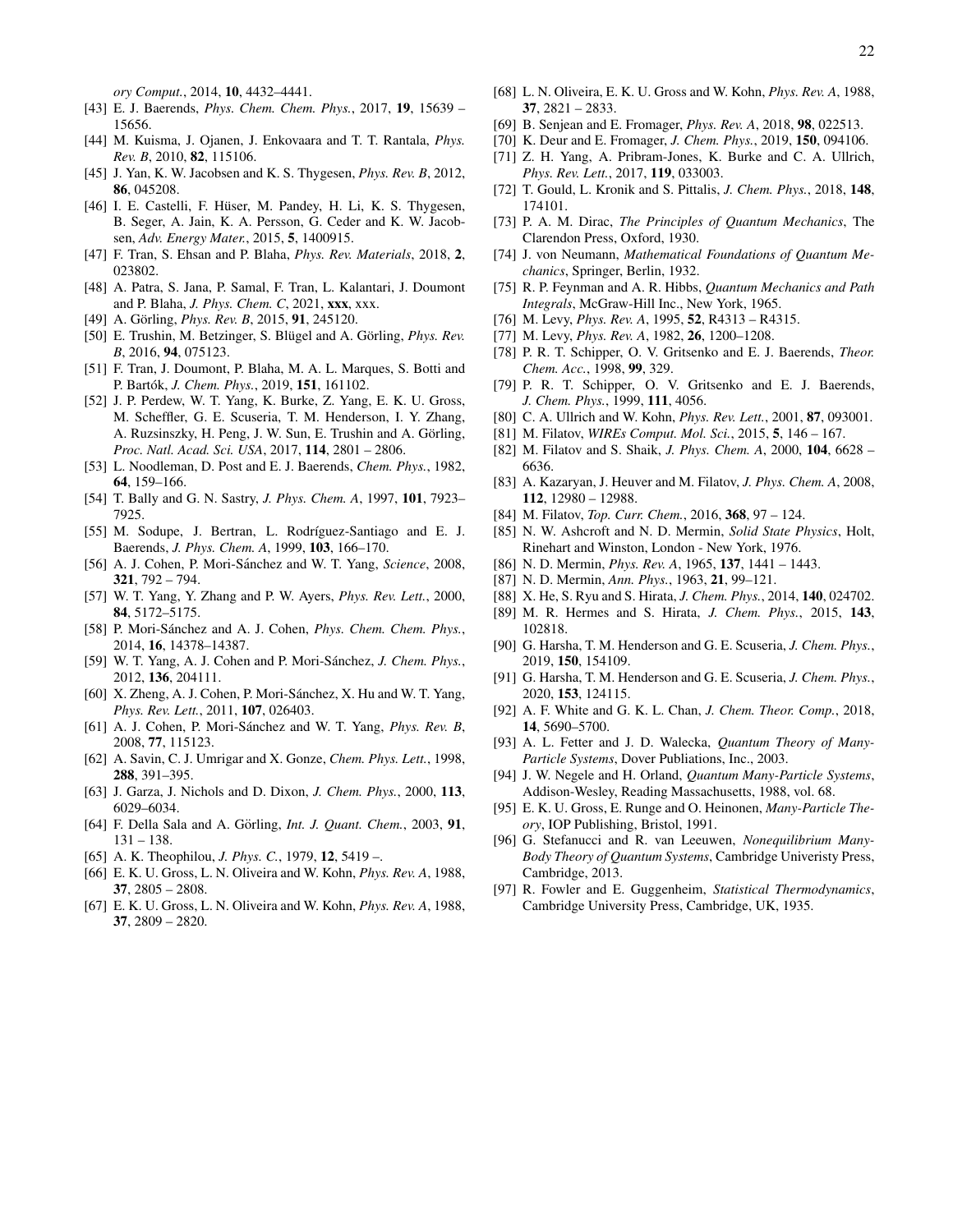*ory Comput.*, 2014, **10**, 4432–4441.

[43] E. J. Baerends, *Phys. Chem. Chem. Phys.*, 2017, **19**, 15639 – 15656.

[44] M. Kuisma, J. Ojanen, J. Enkovaara and T. T. Rantala, *Phys. Rev. B*, 2010, **82**, 115106.

[45] J. Yan, K. W. Jacobsen and K. S. Thygesen, *Phys. Rev. B*, 2012, **86**, 045208.

[46] I. E. Castelli, F. Hüser, M. Pandey, H. Li, K. S. Thygesen, B. Seger, A. Jain, K. A. Persson, G. Ceder and K. W. Jacobsen, *Adv. Energy Mater.*, 2015, **5**, 1400915.

[47] F. Tran, S. Ehsan and P. Blaha, *Phys. Rev. Materials*, 2018, **2**, 023802.

[48] A. Patra, S. Jana, P. Samal, F. Tran, L. Kalantari, J. Doumont and P. Blaha, *J. Phys. Chem. C*, 2021, **xxx**, xxx.

[49] A. Görling, *Phys. Rev. B*, 2015, **91**, 245120.

[50] E. Trushin, M. Betzinger, S. Blügel and A. Görling, *Phys. Rev. B*, 2016, **94**, 075123.

[51] F. Tran, J. Doumont, P. Blaha, M. A. L. Marques, S. Botti and P. Bartók, *J. Chem. Phys.*, 2019, **151**, 161102.

[52] J. P. Perdew, W. T. Yang, K. Burke, Z. Yang, E. K. U. Gross, M. Scheffler, G. E. Scuseria, T. M. Henderson, I. Y. Zhang, A. Ruzsinszky, H. Peng, J. W. Sun, E. Trushin and A. Görling, *Proc. Natl. Acad. Sci. USA*, 2017, **114**, 2801 – 2806.

[53] L. Noodleman, D. Post and E. J. Baerends, *Chem. Phys.*, 1982, **64**, 159–166.

[54] T. Bally and G. N. Sastry, *J. Phys. Chem. A*, 1997, **101**, 7923–7925.

[55] M. Sodupe, J. Bertran, L. Rodríguez-Santiago and E. J. Baerends, *J. Phys. Chem. A*, 1999, **103**, 166–170.

[56] A. J. Cohen, P. Mori-Sánchez and W. T. Yang, *Science*, 2008, **321**, 792 – 794.

[57] W. T. Yang, Y. Zhang and P. W. Ayers, *Phys. Rev. Lett.*, 2000, **84**, 5172–5175.

[58] P. Mori-Sánchez and A. J. Cohen, *Phys. Chem. Chem. Phys.*, 2014, **16**, 14378–14387.

[59] W. T. Yang, A. J. Cohen and P. Mori-Sánchez, *J. Chem. Phys.*, 2012, **136**, 204111.

[60] X. Zheng, A. J. Cohen, P. Mori-Sánchez, X. Hu and W. T. Yang, *Phys. Rev. Lett.*, 2011, **107**, 026403.

[61] A. J. Cohen, P. Mori-Sánchez and W. T. Yang, *Phys. Rev. B*, 2008, **77**, 115123.

[62] A. Savin, C. J. Umrigar and X. Gonze, *Chem. Phys. Lett.*, 1998, **288**, 391–395.

[63] J. Garza, J. Nichols and D. Dixon, *J. Chem. Phys.*, 2000, **113**, 6029–6034.

[64] F. Della Sala and A. Görling, *Int. J. Quant. Chem.*, 2003, **91**, 131 – 138.

[65] A. K. Theophilou, *J. Phys. C.*, 1979, **12**, 5419 –.

[66] E. K. U. Gross, L. N. Oliveira and W. Kohn, *Phys. Rev. A*, 1988, **37**, 2805 – 2808.

[67] E. K. U. Gross, L. N. Oliveira and W. Kohn, *Phys. Rev. A*, 1988, **37**, 2809 – 2820.

[68] L. N. Oliveira, E. K. U. Gross and W. Kohn, *Phys. Rev. A*, 1988, **37**, 2821 – 2833.

[69] B. Senjean and E. Fromager, *Phys. Rev. A*, 2018, **98**, 022513.

[70] K. Deur and E. Fromager, *J. Chem. Phys.*, 2019, **150**, 094106.

[71] Z. H. Yang, A. Pribram-Jones, K. Burke and C. A. Ullrich, *Phys. Rev. Lett.*, 2017, **119**, 033003.

[72] T. Gould, L. Kronik and S. Pittalis, *J. Chem. Phys.*, 2018, **148**, 174101.

[73] P. A. M. Dirac, *The Principles of Quantum Mechanics*, The Clarendon Press, Oxford, 1930.

[74] J. von Neumann, *Mathematical Foundations of Quantum Mechanics*, Springer, Berlin, 1932.

[75] R. P. Feynman and A. R. Hibbs, *Quantum Mechanics and Path Integrals*, McGraw-Hill Inc., New York, 1965.

[76] M. Levy, *Phys. Rev. A*, 1995, **52**, R4313 – R4315.

[77] M. Levy, *Phys. Rev. A*, 1982, **26**, 1200–1208.

[78] P. R. T. Schipper, O. V. Gritsenko and E. J. Baerends, *Theor. Chem. Acc.*, 1998, **99**, 329.

[79] P. R. T. Schipper, O. V. Gritsenko and E. J. Baerends, *J. Chem. Phys.*, 1999, **111**, 4056.

[80] C. A. Ullrich and W. Kohn, *Phys. Rev. Lett.*, 2001, **87**, 093001.

[81] M. Filatov, *WIREs Comput. Mol. Sci.*, 2015, **5**, 146 – 167.

[82] M. Filatov and S. Shaik, *J. Phys. Chem. A*, 2000, **104**, 6628 – 6636.

[83] A. Kazaryan, J. Heuver and M. Filatov, *J. Phys. Chem. A*, 2008, **112**, 12980 – 12988.

[84] M. Filatov, *Top. Curr. Chem.*, 2016, **368**, 97 – 124.

[85] N. W. Ashcroft and N. D. Mermin, *Solid State Physics*, Holt, Rinehart and Winston, London - New York, 1976.

[86] N. D. Mermin, *Phys. Rev. A*, 1965, **137**, 1441 – 1443.

[87] N. D. Mermin, *Ann. Phys.*, 1963, **21**, 99–121.

[88] X. He, S. Ryu and S. Hirata, *J. Chem. Phys.*, 2014, **140**, 024702.

[89] M. R. Hermes and S. Hirata, *J. Chem. Phys.*, 2015, **143**, 102818.

[90] G. Harsha, T. M. Henderson and G. E. Scuseria, *J. Chem. Phys.*, 2019, **150**, 154109.

[91] G. Harsha, T. M. Henderson and G. E. Scuseria, *J. Chem. Phys.*, 2020, **153**, 124115.

[92] A. F. White and G. K. L. Chan, *J. Chem. Theor. Comp.*, 2018, **14**, 5690–5700.

[93] A. L. Fetter and J. D. Walecka, *Quantum Theory of Many-Particle Systems*, Dover Publiations, Inc., 2003.

[94] J. W. Negele and H. Orland, *Quantum Many-Particle Systems*, Addison-Wesley, Reading Massachusetts, 1988, vol. 68.

[95] E. K. U. Gross, E. Runge and O. Heinonen, *Many-Particle Theory*, IOP Publishing, Bristol, 1991.

[96] G. Stefanucci and R. van Leeuwen, *Nonequilibrium Many-Body Theory of Quantum Systems*, Cambridge Univeristy Press, Cambridge, 2013.

[97] R. Fowler and E. Guggenheim, *Statistical Thermodynamics*, Cambridge University Press, Cambridge, UK, 1935.